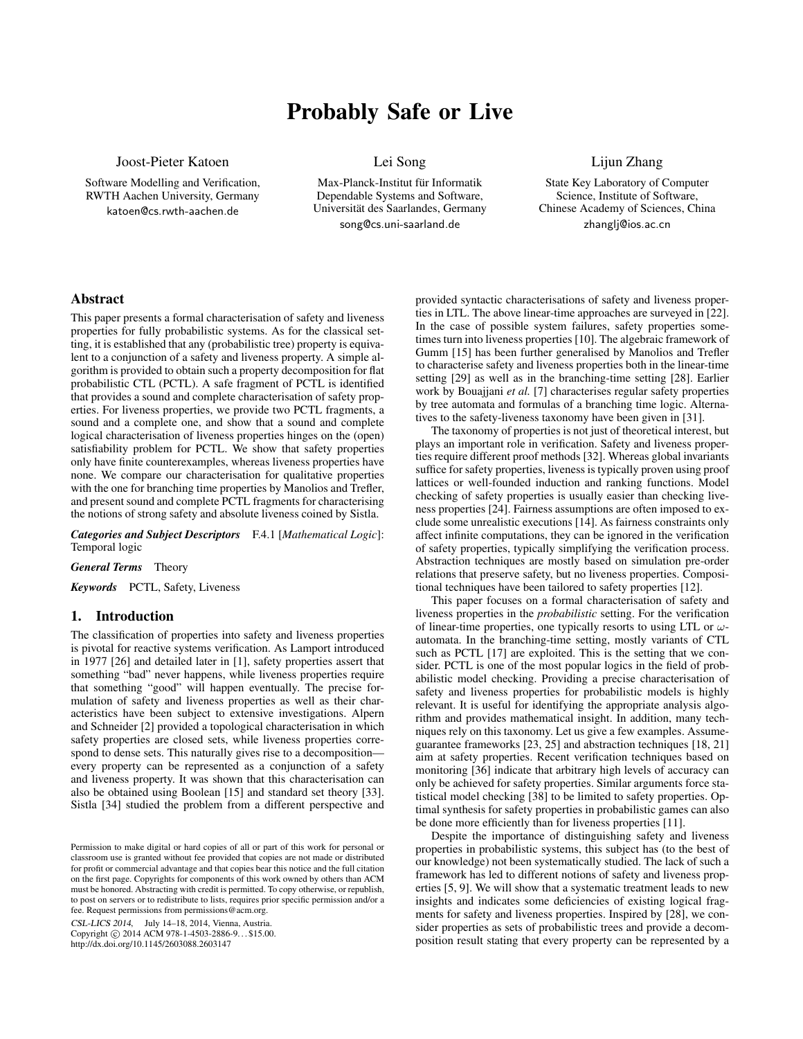# Probably Safe or Live

Joost-Pieter Katoen
Software Modelling and Verification,
RWTH Aachen University, Germany
katoen@cs.rwth-aachen.de

Lei Song
Max-Planck-Institut für Informatik
Dependable Systems and Software,
Universität des Saarlandes, Germany
song@cs.uni-saarland.de

Lijun Zhang
State Key Laboratory of Computer
Science, Institute of Software,
Chinese Academy of Sciences, China
zhanglj@ios.ac.cn

## Abstract

This paper presents a formal characterisation of safety and liveness properties for fully probabilistic systems. As for the classical setting, it is established that any (probabilistic tree) property is equivalent to a conjunction of a safety and liveness property. A simple algorithm is provided to obtain such a property decomposition for flat probabilistic CTL (PCTL). A safe fragment of PCTL is identified that provides a sound and complete characterisation of safety properties. For liveness properties, we provide two PCTL fragments, a sound and a complete one, and show that a sound and complete logical characterisation of liveness properties hinges on the (open) satisfiability problem for PCTL. We show that safety properties only have finite counterexamples, whereas liveness properties have none. We compare our characterisation for qualitative properties with the one for branching time properties by Manolios and Trefler, and present sound and complete PCTL fragments for characterising the notions of strong safety and absolute liveness coined by Sistla.

***Categories and Subject Descriptors*** F.4.1 [*Mathematical Logic*]: Temporal logic

***General Terms*** Theory

***Keywords*** PCTL, Safety, Liveness

## 1. Introduction

The classification of properties into safety and liveness properties is pivotal for reactive systems verification. As Lamport introduced in 1977 [26] and detailed later in [1], safety properties assert that something "bad" never happens, while liveness properties require that something "good" will happen eventually. The precise formulation of safety and liveness properties as well as their characteristics have been subject to extensive investigations. Alpern and Schneider [2] provided a topological characterisation in which safety properties are closed sets, while liveness properties correspond to dense sets. This naturally gives rise to a decomposition—every property can be represented as a conjunction of a safety and liveness property. It was shown that this characterisation can also be obtained using Boolean [15] and standard set theory [33]. Sistla [34] studied the problem from a different perspective and provided syntactic characterisations of safety and liveness properties in LTL. The above linear-time approaches are surveyed in [22]. In the case of possible system failures, safety properties sometimes turn into liveness properties [10]. The algebraic framework of Gumm [15] has been further generalised by Manolios and Trefler to characterise safety and liveness properties both in the linear-time setting [29] as well as in the branching-time setting [28]. Earlier work by Bouajjani *et al.* [7] characterises regular safety properties by tree automata and formulas of a branching time logic. Alternatives to the safety-liveness taxonomy have been given in [31].

The taxonomy of properties is not just of theoretical interest, but plays an important role in verification. Safety and liveness properties require different proof methods [32]. Whereas global invariants suffice for safety properties, liveness is typically proven using proof lattices or well-founded induction and ranking functions. Model checking of safety properties is usually easier than checking liveness properties [24]. Fairness assumptions are often imposed to exclude some unrealistic executions [14]. As fairness constraints only affect infinite computations, they can be ignored in the verification of safety properties, typically simplifying the verification process. Abstraction techniques are mostly based on simulation pre-order relations that preserve safety, but no liveness properties. Compositional techniques have been tailored to safety properties [12].

This paper focuses on a formal characterisation of safety and liveness properties in the *probabilistic* setting. For the verification of linear-time properties, one typically resorts to using LTL or $\omega$-automata. In the branching-time setting, mostly variants of CTL such as PCTL [17] are exploited. This is the setting that we consider. PCTL is one of the most popular logics in the field of probabilistic model checking. Providing a precise characterisation of safety and liveness properties for probabilistic models is highly relevant. It is useful for identifying the appropriate analysis algorithm and provides mathematical insight. In addition, many techniques rely on this taxonomy. Let us give a few examples. Assume-guarantee frameworks [23, 25] and abstraction techniques [18, 21] aim at safety properties. Recent verification techniques based on monitoring [36] indicate that arbitrary high levels of accuracy can only be achieved for safety properties. Similar arguments force statistical model checking [38] to be limited to safety properties. Optimal synthesis for safety properties in probabilistic games can also be done more efficiently than for liveness properties [11].

Despite the importance of distinguishing safety and liveness properties in probabilistic systems, this subject has (to the best of our knowledge) not been systematically studied. The lack of such a framework has led to different notions of safety and liveness properties [5, 9]. We will show that a systematic treatment leads to new insights and indicates some deficiencies of existing logical fragments for safety and liveness properties. Inspired by [28], we consider properties as sets of probabilistic trees and provide a decomposition result stating that every property can be represented by a

Permission to make digital or hard copies of all or part of this work for personal or classroom use is granted without fee provided that copies are not made or distributed for profit or commercial advantage and that copies bear this notice and the full citation on the first page. Copyrights for components of this work owned by others than ACM must be honored. Abstracting with credit is permitted. To copy otherwise, or republish, to post on servers or to redistribute to lists, requires prior specific permission and/or a fee. Request permissions from permissions@acm.org.

*CSL-LICS 2014*, July 14–18, 2014, Vienna, Austria.
Copyright © 2014 ACM 978-1-4503-2886-9…$15.00.
http://dx.doi.org/10.1145/2603088.2603147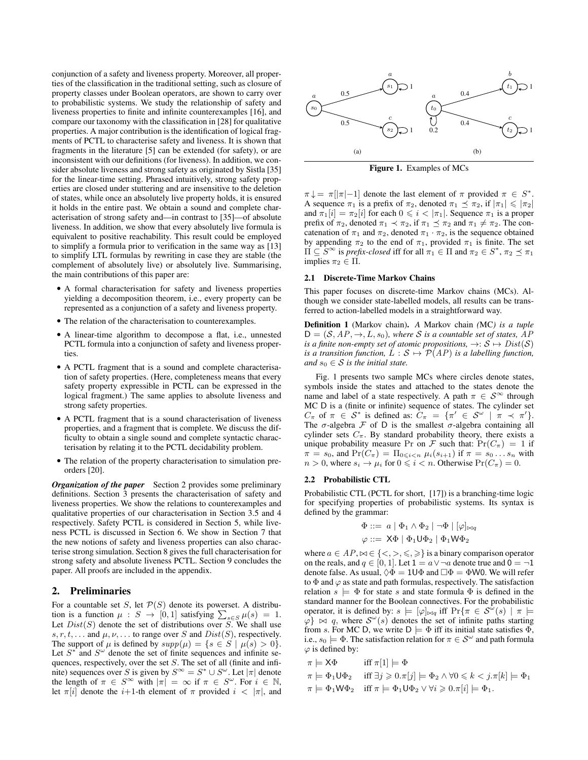conjunction of a safety and liveness property. Moreover, all properties of the classification in the traditional setting, such as closure of property classes under Boolean operators, are shown to carry over to probabilistic systems. We study the relationship of safety and liveness properties to finite and infinite counterexamples [16], and compare our taxonomy with the classification in [28] for qualitative properties. A major contribution is the identification of logical fragments of PCTL to characterise safety and liveness. It is shown that fragments in the literature [5] can be extended (for safety), or are inconsistent with our definitions (for liveness). In addition, we consider absolute liveness and strong safety as originated by Sistla [35] for the linear-time setting. Phrased intuitively, strong safety properties are closed under stuttering and are insensitive to the deletion of states, while once an absolutely live property holds, it is ensured it holds in the entire past. We obtain a sound and complete characterisation of strong safety and—in contrast to [35]—of absolute liveness. In addition, we show that every absolutely live formula is equivalent to positive reachability. This result could be employed to simplify a formula prior to verification in the same way as [13] to simplify LTL formulas by rewriting in case they are stable (the complement of absolutely live) or absolutely live. Summarising, the main contributions of this paper are:

- A formal characterisation for safety and liveness properties yielding a decomposition theorem, i.e., every property can be represented as a conjunction of a safety and liveness property.
- The relation of the characterisation to counterexamples.
- A linear-time algorithm to decompose a flat, i.e., unnested PCTL formula into a conjunction of safety and liveness properties.
- A PCTL fragment that is a sound and complete characterisation of safety properties. (Here, completeness means that every safety property expressible in PCTL can be expressed in the logical fragment.) The same applies to absolute liveness and strong safety properties.
- A PCTL fragment that is a sound characterisation of liveness properties, and a fragment that is complete. We discuss the difficulty to obtain a single sound and complete syntactic characterisation by relating it to the PCTL decidability problem.
- The relation of the property characterisation to simulation preorders [20].

***Organization of the paper*** Section 2 provides some preliminary definitions. Section 3 presents the characterisation of safety and liveness properties. We show the relations to counterexamples and qualitative properties of our characterisation in Section 3.5 and 4 respectively. Safety PCTL is considered in Section 5, while liveness PCTL is discussed in Section 6. We show in Section 7 that the new notions of safety and liveness properties can also characterise strong simulation. Section 8 gives the full characterisation for strong safety and absolute liveness PCTL. Section 9 concludes the paper. All proofs are included in the appendix.

## 2. Preliminaries

For a countable set $S$, let $\mathcal{P}(S)$ denote its powerset. A distribution is a function $\mu : S \to [0,1]$ satisfying $\sum_{s \in S} \mu(s) = 1$. Let $Dist(S)$ denote the set of distributions over $S$. We shall use $s, r, t, \ldots$ and $\mu, \nu, \ldots$ to range over $S$ and $Dist(S)$, respectively. The support of $\mu$ is defined by $supp(\mu) = \{s \in S \mid \mu(s) > 0\}$. Let $S^*$ and $S^\omega$ denote the set of finite sequences and infinite sequences, respectively, over the set $S$. The set of all (finite and infinite) sequences over $S$ is given by $S^\infty = S^* \cup S^\omega$. Let $|\pi|$ denote the length of $\pi \in S^\infty$ with $|\pi| = \infty$ if $\pi \in S^\omega$. For $i \in \mathbb{N}$, let $\pi[i]$ denote the $i$+1-th element of $\pi$ provided $i < |\pi|$, and

Figure 1. Examples of MCs

$\pi\!\downarrow = \pi[|\pi|-1]$ denote the last element of $\pi$ provided $\pi \in S^*$. A sequence $\pi_1$ is a prefix of $\pi_2$, denoted $\pi_1 \preceq \pi_2$, if $|\pi_1| \leqslant |\pi_2|$ and $\pi_1[i] = \pi_2[i]$ for each $0 \leqslant i < |\pi_1|$. Sequence $\pi_1$ is a proper prefix of $\pi_2$, denoted $\pi_1 \prec \pi_2$, if $\pi_1 \preceq \pi_2$ and $\pi_1 \neq \pi_2$. The concatenation of $\pi_1$ and $\pi_2$, denoted $\pi_1 \cdot \pi_2$, is the sequence obtained by appending $\pi_2$ to the end of $\pi_1$, provided $\pi_1$ is finite. The set $\Pi \subseteq S^\infty$ is *prefix-closed* iff for all $\pi_1 \in \Pi$ and $\pi_2 \in S^*$, $\pi_2 \preceq \pi_1$ implies $\pi_2 \in \Pi$.

### 2.1 Discrete-Time Markov Chains

This paper focuses on discrete-time Markov chains (MCs). Although we consider state-labelled models, all results can be transferred to action-labelled models in a straightforward way.

**Definition 1** (Markov chain). *A Markov chain (MC) is a tuple $\mathsf{D} = (\mathcal{S}, AP, \to, L, s_0)$, where $\mathcal{S}$ is a countable set of states, $AP$ is a finite non-empty set of atomic propositions, $\to: \mathcal{S} \mapsto Dist(\mathcal{S})$ is a transition function, $L : \mathcal{S} \mapsto \mathcal{P}(AP)$ is a labelling function, and $s_0 \in \mathcal{S}$ is the initial state.*

Fig. 1 presents two sample MCs where circles denote states, symbols inside the states and attached to the states denote the name and label of a state respectively. A path $\pi \in \mathcal{S}^\infty$ through MC $\mathsf{D}$ is a (finite or infinite) sequence of states. The cylinder set $C_\pi$ of $\pi \in \mathcal{S}^*$ is defined as: $C_\pi = \{\pi' \in \mathcal{S}^\omega \mid \pi \prec \pi'\}$. The $\sigma$-algebra $\mathcal{F}$ of $\mathsf{D}$ is the smallest $\sigma$-algebra containing all cylinder sets $C_\pi$. By standard probability theory, there exists a unique probability measure $\Pr$ on $\mathcal{F}$ such that: $\Pr(C_\pi) = 1$ if $\pi = s_0$, and $\Pr(C_\pi) = \Pi_{0 \leqslant i < n}\, \mu_i(s_{i+1})$ if $\pi = s_0 \ldots s_n$ with $n > 0$, where $s_i \to \mu_i$ for $0 \leqslant i < n$. Otherwise $\Pr(C_\pi) = 0$.

### 2.2 Probabilistic CTL

Probabilistic CTL (PCTL for short, [17]) is a branching-time logic for specifying properties of probabilistic systems. Its syntax is defined by the grammar:

$$\Phi ::= a \mid \Phi_1 \wedge \Phi_2 \mid \neg\Phi \mid [\varphi]_{\bowtie q}$$
$$\varphi ::= \mathsf{X}\Phi \mid \Phi_1 \mathsf{U} \Phi_2 \mid \Phi_1 \mathsf{W} \Phi_2$$

where $a \in AP$, $\bowtie \in \{<, >, \leqslant, \geqslant\}$ is a binary comparison operator on the reals, and $q \in [0,1]$. Let $\mathsf{1} = a \vee \neg a$ denote true and $\mathsf{0} = \neg\mathsf{1}$ denote false. As usual, $\Diamond\Phi = \mathsf{1}\mathsf{U}\Phi$ and $\Box\Phi = \Phi\mathsf{W}\mathsf{0}$. We will refer to $\Phi$ and $\varphi$ as state and path formulas, respectively. The satisfaction relation $s \models \Phi$ for state $s$ and state formula $\Phi$ is defined in the standard manner for the Boolean connectives. For the probabilistic operator, it is defined by: $s \models [\varphi]_{\bowtie q}$ iff $\Pr\{\pi \in \mathcal{S}^\omega(s) \mid \pi \models \varphi\} \bowtie q$, where $\mathcal{S}^\omega(s)$ denotes the set of infinite paths starting from $s$. For MC $\mathsf{D}$, we write $\mathsf{D} \models \Phi$ iff its initial state satisfies $\Phi$, i.e., $s_0 \models \Phi$. The satisfaction relation for $\pi \in \mathcal{S}^\omega$ and path formula $\varphi$ is defined by:

$\pi \models \mathsf{X}\Phi$ iff $\pi[1] \models \Phi$

$\pi \models \Phi_1 \mathsf{U} \Phi_2$ iff $\exists j \geqslant 0. \pi[j] \models \Phi_2 \wedge \forall 0 \leqslant k < j. \pi[k] \models \Phi_1$

$\pi \models \Phi_1 \mathsf{W} \Phi_2$ iff $\pi \models \Phi_1 \mathsf{U} \Phi_2 \vee \forall i \geqslant 0. \pi[i] \models \Phi_1$.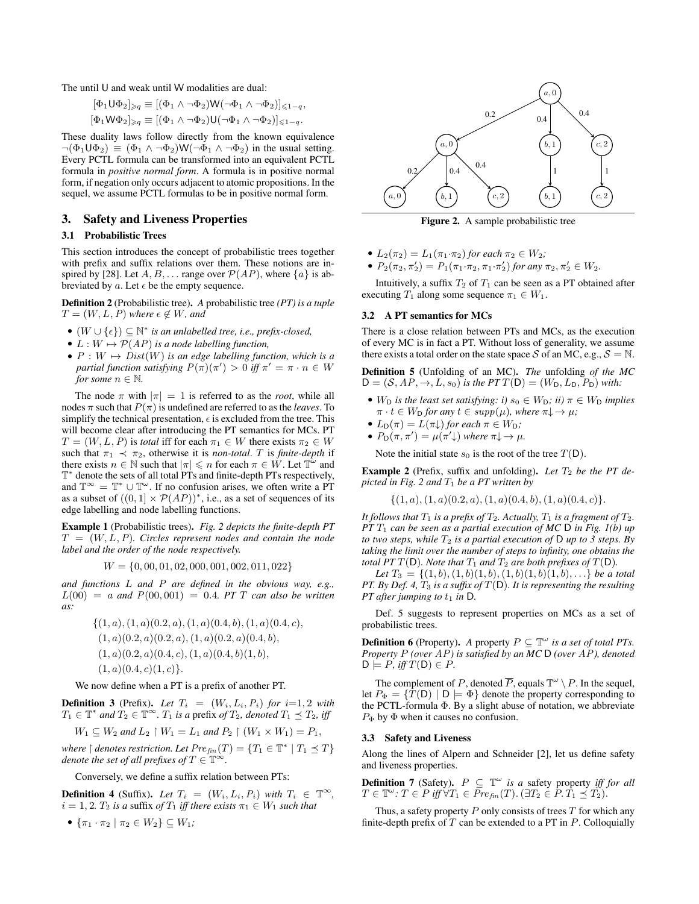The until U and weak until W modalities are dual:

$$[\Phi_1 \mathsf{U} \Phi_2]_{\geqslant q} \equiv [(\Phi_1 \wedge \neg\Phi_2)\mathsf{W}(\neg\Phi_1 \wedge \neg\Phi_2)]_{\leqslant 1-q},$$

$$[\Phi_1 \mathsf{W} \Phi_2]_{\geqslant q} \equiv [(\Phi_1 \wedge \neg\Phi_2)\mathsf{U}(\neg\Phi_1 \wedge \neg\Phi_2)]_{\leqslant 1-q}.$$

These duality laws follow directly from the known equivalence $\neg(\Phi_1 \mathsf{U} \Phi_2) \equiv (\Phi_1 \wedge \neg\Phi_2)\mathsf{W}(\neg\Phi_1 \wedge \neg\Phi_2)$ in the usual setting. Every PCTL formula can be transformed into an equivalent PCTL formula in *positive normal form*. A formula is in positive normal form, if negation only occurs adjacent to atomic propositions. In the sequel, we assume PCTL formulas to be in positive normal form.

## 3. Safety and Liveness Properties

### 3.1 Probabilistic Trees

This section introduces the concept of probabilistic trees together with prefix and suffix relations over them. These notions are inspired by [28]. Let $A, B, \ldots$ range over $\mathcal{P}(AP)$, where $\{a\}$ is abbreviated by $a$. Let $\epsilon$ be the empty sequence.

**Definition 2** (Probabilistic tree). *A probabilistic tree (PT) is a tuple $T = (W, L, P)$ where $\epsilon \notin W$, and*

- *$(W \cup \{\epsilon\}) \subseteq \mathbb{N}^*$ is an unlabelled tree, i.e., prefix-closed,*
- *$L : W \mapsto \mathcal{P}(AP)$ is a node labelling function,*
- *$P : W \mapsto Dist(W)$ is an edge labelling function, which is a partial function satisfying $P(\pi)(\pi') > 0$ iff $\pi' = \pi \cdot n \in W$ for some $n \in \mathbb{N}$.*

The node $\pi$ with $|\pi| = 1$ is referred to as the *root*, while all nodes $\pi$ such that $P(\pi)$ is undefined are referred to as the *leaves*. To simplify the technical presentation, $\epsilon$ is excluded from the tree. This will become clear after introducing the PT semantics for MCs. PT $T = (W, L, P)$ is *total* iff for each $\pi_1 \in W$ there exists $\pi_2 \in W$ such that $\pi_1 \prec \pi_2$, otherwise it is *non-total*. $T$ is *finite-depth* if there exists $n \in \mathbb{N}$ such that $|\pi| \leqslant n$ for each $\pi \in W$. Let $\mathbb{T}^\omega$ and $\mathbb{T}^*$ denote the sets of all total PTs and finite-depth PTs respectively, and $\mathbb{T}^\infty = \mathbb{T}^* \cup \mathbb{T}^\omega$. If no confusion arises, we often write a PT as a subset of $((0, 1] \times \mathcal{P}(AP))^*$, i.e., as a set of sequences of its edge labelling and node labelling functions.

**Example 1** (Probabilistic trees). *Fig. 2 depicts the finite-depth PT $T = (W, L, P)$. Circles represent nodes and contain the node label and the order of the node respectively.*

$$W = \{0, 00, 01, 02, 000, 001, 002, 011, 022\}$$

*and functions $L$ and $P$ are defined in the obvious way, e.g., $L(00) = a$ and $P(00, 001) = 0.4$. PT $T$ can also be written as:*

$$\{(1, a), (1, a)(0.2, a), (1, a)(0.4, b), (1, a)(0.4, c),$$
$$(1, a)(0.2, a)(0.2, a), (1, a)(0.2, a)(0.4, b),$$
$$(1, a)(0.2, a)(0.4, c), (1, a)(0.4, b)(1, b),$$
$$(1, a)(0.4, c)(1, c)\}.$$

We now define when a PT is a prefix of another PT.

**Definition 3** (Prefix). *Let $T_i = (W_i, L_i, P_i)$ for $i$=1, 2 with $T_1 \in \mathbb{T}^*$ and $T_2 \in \mathbb{T}^\infty$. $T_1$ is a* prefix *of $T_2$, denoted $T_1 \preceq T_2$, iff*

$$W_1 \subseteq W_2 \text{ and } L_2 \upharpoonright W_1 = L_1 \text{ and } P_2 \upharpoonright (W_1 \times W_1) = P_1,$$

*where $\upharpoonright$ denotes restriction. Let $Pre_{fin}(T) = \{T_1 \in \mathbb{T}^* \mid T_1 \preceq T\}$ denote the set of all prefixes of $T \in \mathbb{T}^\infty$.*

Conversely, we define a suffix relation between PTs:

**Definition 4** (Suffix). *Let $T_i = (W_i, L_i, P_i)$ with $T_i \in \mathbb{T}^\infty$, $i = 1, 2$. $T_2$ is a* suffix *of $T_1$ iff there exists $\pi_1 \in W_1$ such that*

- *$\{\pi_1 \cdot \pi_2 \mid \pi_2 \in W_2\} \subseteq W_1$;*
- *$L_2(\pi_2) = L_1(\pi_1 \cdot \pi_2)$ for each $\pi_2 \in W_2$;*
- *$P_2(\pi_2, \pi_2') = P_1(\pi_1 \cdot \pi_2, \pi_1 \cdot \pi_2')$ for any $\pi_2, \pi_2' \in W_2$.*

Intuitively, a suffix $T_2$ of $T_1$ can be seen as a PT obtained after executing $T_1$ along some sequence $\pi_1 \in W_1$.

**Figure 2.** A sample probabilistic tree

### 3.2 A PT semantics for MCs

There is a close relation between PTs and MCs, as the execution of every MC is in fact a PT. Without loss of generality, we assume there exists a total order on the state space $\mathcal{S}$ of an MC, e.g., $\mathcal{S} = \mathbb{N}$.

**Definition 5** (Unfolding of an MC). *The* unfolding *of the MC $\mathsf{D} = (\mathcal{S}, AP, \rightarrow, L, s_0)$ is the PT $T(\mathsf{D}) = (W_\mathsf{D}, L_\mathsf{D}, P_\mathsf{D})$ with:*

- *$W_\mathsf{D}$ is the least set satisfying: i) $s_0 \in W_\mathsf{D}$; ii) $\pi \in W_\mathsf{D}$ implies $\pi \cdot t \in W_\mathsf{D}$ for any $t \in supp(\mu)$, where $\pi\!\downarrow \rightarrow \mu$;*
- *$L_\mathsf{D}(\pi) = L(\pi\!\downarrow)$ for each $\pi \in W_\mathsf{D}$;*
- *$P_\mathsf{D}(\pi, \pi') = \mu(\pi'\!\downarrow)$ where $\pi\!\downarrow \rightarrow \mu$.*

Note the initial state $s_0$ is the root of the tree $T(\mathsf{D})$.

**Example 2** (Prefix, suffix and unfolding). *Let $T_2$ be the PT depicted in Fig. 2 and $T_1$ be a PT written by*

$$\{(1, a), (1, a)(0.2, a), (1, a)(0.4, b), (1, a)(0.4, c)\}.$$

*It follows that $T_1$ is a prefix of $T_2$. Actually, $T_1$ is a fragment of $T_2$. PT $T_1$ can be seen as a partial execution of MC $\mathsf{D}$ in Fig. 1(b) up to two steps, while $T_2$ is a partial execution of $\mathsf{D}$ up to 3 steps. By taking the limit over the number of steps to infinity, one obtains the total PT $T(\mathsf{D})$. Note that $T_1$ and $T_2$ are both prefixes of $T(\mathsf{D})$.*

*Let $T_3 = \{(1, b), (1, b)(1, b), (1, b)(1, b)(1, b), \ldots\}$ be a total PT. By Def. 4, $T_3$ is a suffix of $T(\mathsf{D})$. It is representing the resulting PT after jumping to $t_1$ in $\mathsf{D}$.*

Def. 5 suggests to represent properties on MCs as a set of probabilistic trees.

**Definition 6** (Property). *A property $P \subseteq \mathbb{T}^\omega$ is a set of total PTs. Property $P$ (over $AP$) is satisfied by an MC $\mathsf{D}$ (over $AP$), denoted $\mathsf{D} \models P$, iff $T(\mathsf{D}) \in P$.*

The complement of $P$, denoted $\overline{P}$, equals $\mathbb{T}^\omega \setminus P$. In the sequel, let $P_\Phi = \{T(\mathsf{D}) \mid \mathsf{D} \models \Phi\}$ denote the property corresponding to the PCTL-formula $\Phi$. By a slight abuse of notation, we abbreviate $P_\Phi$ by $\Phi$ when it causes no confusion.

### 3.3 Safety and Liveness

Along the lines of Alpern and Schneider [2], let us define safety and liveness properties.

**Definition 7** (Safety). *$P \subseteq \mathbb{T}^\omega$ is a* safety property *iff for all $T \in \mathbb{T}^\omega$: $T \in P$ iff $\forall T_1 \in Pre_{fin}(T).\, (\exists T_2 \in P.\, T_1 \preceq T_2)$.*

Thus, a safety property $P$ only consists of trees $T$ for which any finite-depth prefix of $T$ can be extended to a PT in $P$. Colloquially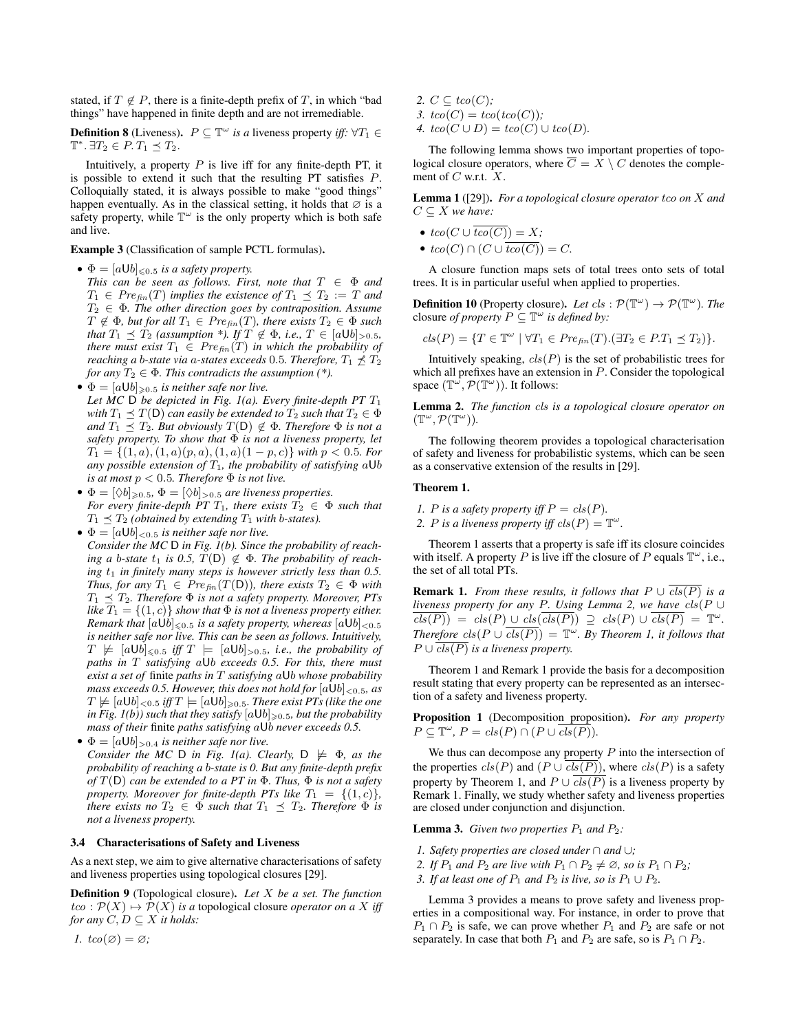stated, if $T \notin P$, there is a finite-depth prefix of $T$, in which "bad things" have happened in finite depth and are not irremediable.

**Definition 8** (Liveness). *$P \subseteq \mathbb{T}^\omega$ is a* liveness property *iff: $\forall T_1 \in \mathbb{T}^*. \exists T_2 \in P. T_1 \preceq T_2$.*

Intuitively, a property $P$ is live iff for any finite-depth PT, it is possible to extend it such that the resulting PT satisfies $P$. Colloquially stated, it is always possible to make "good things" happen eventually. As in the classical setting, it holds that $\varnothing$ is a safety property, while $\mathbb{T}^\omega$ is the only property which is both safe and live.

**Example 3** (Classification of sample PCTL formulas)**.**

- *$\Phi = [a\mathsf{U}b]_{\leqslant 0.5}$ is a safety property.*
  *This can be seen as follows. First, note that $T \in \Phi$ and $T_1 \in Pre_{fin}(T)$ implies the existence of $T_1 \preceq T_2 := T$ and $T_2 \in \Phi$. The other direction goes by contraposition. Assume $T \notin \Phi$, but for all $T_1 \in Pre_{fin}(T)$, there exists $T_2 \in \Phi$ such that $T_1 \preceq T_2$ (assumption \*). If $T \notin \Phi$, i.e., $T \in [a\mathsf{U}b]_{>0.5}$, there must exist $T_1 \in Pre_{fin}(T)$ in which the probability of reaching a $b$-state via $a$-states exceeds $0.5$. Therefore, $T_1 \not\preceq T_2$ for any $T_2 \in \Phi$. This contradicts the assumption (\*).*
- *$\Phi = [a\mathsf{U}b]_{\geqslant 0.5}$ is neither safe nor live.*
  *Let MC $\mathsf{D}$ be depicted in Fig. 1(a). Every finite-depth PT $T_1$ with $T_1 \preceq T(\mathsf{D})$ can easily be extended to $T_2$ such that $T_2 \in \Phi$ and $T_1 \preceq T_2$. But obviously $T(\mathsf{D}) \notin \Phi$. Therefore $\Phi$ is not a safety property. To show that $\Phi$ is not a liveness property, let $T_1 = \{(1,a),(1,a)(p,a),(1,a)(1-p,c)\}$ with $p < 0.5$. For any possible extension of $T_1$, the probability of satisfying $a\mathsf{U}b$ is at most $p < 0.5$. Therefore $\Phi$ is not live.*
- *$\Phi = [\Diamond b]_{\geqslant 0.5}$, $\Phi = [\Diamond b]_{>0.5}$ are liveness properties.*
  *For every finite-depth PT $T_1$, there exists $T_2 \in \Phi$ such that $T_1 \preceq T_2$ (obtained by extending $T_1$ with $b$-states).*
- *$\Phi = [a\mathsf{U}b]_{<0.5}$ is neither safe nor live.*
  *Consider the MC $\mathsf{D}$ in Fig. 1(b). Since the probability of reaching a $b$-state $t_1$ is 0.5, $T(\mathsf{D}) \notin \Phi$. The probability of reaching $t_1$ in finitely many steps is however strictly less than 0.5. Thus, for any $T_1 \in Pre_{fin}(T(\mathsf{D}))$, there exists $T_2 \in \Phi$ with $T_1 \preceq T_2$. Therefore $\Phi$ is not a safety property. Moreover, PTs like $T_1 = \{(1,c)\}$ show that $\Phi$ is not a liveness property either. Remark that $[a\mathsf{U}b]_{\leqslant 0.5}$ is a safety property, whereas $[a\mathsf{U}b]_{<0.5}$ is neither safe nor live. This can be seen as follows. Intuitively, $T \not\models [a\mathsf{U}b]_{\leqslant 0.5}$ iff $T \models [a\mathsf{U}b]_{>0.5}$, i.e., the probability of paths in $T$ satisfying $a\mathsf{U}b$ exceeds 0.5. For this, there must exist a set of* finite *paths in $T$ satisfying $a\mathsf{U}b$ whose probability mass exceeds 0.5. However, this does not hold for $[a\mathsf{U}b]_{<0.5}$, as $T \not\models [a\mathsf{U}b]_{<0.5}$ iff $T \models [a\mathsf{U}b]_{\geqslant 0.5}$. There exist PTs (like the one in Fig. 1(b)) such that they satisfy $[a\mathsf{U}b]_{\geqslant 0.5}$, but the probability mass of their* finite *paths satisfying $a\mathsf{U}b$ never exceeds 0.5.*
- *$\Phi = [a\mathsf{U}b]_{>0.4}$ is neither safe nor live.*
  *Consider the MC $\mathsf{D}$ in Fig. 1(a). Clearly, $\mathsf{D} \not\models \Phi$, as the probability of reaching a $b$-state is 0. But any finite-depth prefix of $T(\mathsf{D})$ can be extended to a PT in $\Phi$. Thus, $\Phi$ is not a safety property. Moreover for finite-depth PTs like $T_1 = \{(1,c)\}$, there exists no $T_2 \in \Phi$ such that $T_1 \preceq T_2$. Therefore $\Phi$ is not a liveness property.*

### 3.4 Characterisations of Safety and Liveness

As a next step, we aim to give alternative characterisations of safety and liveness properties using topological closures [29].

**Definition 9** (Topological closure). *Let $X$ be a set. The function $tco : \mathcal{P}(X) \mapsto \mathcal{P}(X)$ is a* topological closure *operator on a $X$ iff for any $C, D \subseteq X$ it holds:*

1. *$tco(\varnothing) = \varnothing$;*
2. *$C \subseteq tco(C)$;*
3. *$tco(C) = tco(tco(C))$;*
4. *$tco(C \cup D) = tco(C) \cup tco(D)$.*

The following lemma shows two important properties of topological closure operators, where $\overline{C} = X \setminus C$ denotes the complement of $C$ w.r.t. $X$.

**Lemma 1** ([29])**.** *For a topological closure operator $tco$ on $X$ and $C \subseteq X$ we have:*

- *$tco(C \cup \overline{tco(C)}) = X$;*
- *$tco(C) \cap (C \cup \overline{tco(C)}) = C$.*

A closure function maps sets of total trees onto sets of total trees. It is in particular useful when applied to properties.

**Definition 10** (Property closure). *Let $cls : \mathcal{P}(\mathbb{T}^\omega) \to \mathcal{P}(\mathbb{T}^\omega)$. The* closure *of property $P \subseteq \mathbb{T}^\omega$ is defined by:*

$$cls(P) = \{T \in \mathbb{T}^\omega \mid \forall T_1 \in Pre_{fin}(T).(\exists T_2 \in P. T_1 \preceq T_2)\}.$$

Intuitively speaking, $cls(P)$ is the set of probabilistic trees for which all prefixes have an extension in $P$. Consider the topological space $(\mathbb{T}^\omega, \mathcal{P}(\mathbb{T}^\omega))$. It follows:

**Lemma 2.** *The function $cls$ is a topological closure operator on $(\mathbb{T}^\omega, \mathcal{P}(\mathbb{T}^\omega))$.*

The following theorem provides a topological characterisation of safety and liveness for probabilistic systems, which can be seen as a conservative extension of the results in [29].

**Theorem 1.**

1. *$P$ is a safety property iff $P = cls(P)$.*
2. *$P$ is a liveness property iff $cls(P) = \mathbb{T}^\omega$.*

Theorem 1 asserts that a property is safe iff its closure coincides with itself. A property $P$ is live iff the closure of $P$ equals $\mathbb{T}^\omega$, i.e., the set of all total PTs.

**Remark 1.** *From these results, it follows that $P \cup \overline{cls(P)}$ is a liveness property for any $P$. Using Lemma 2, we have $cls(P \cup \overline{cls(P)}) = cls(P) \cup cls(\overline{cls(P)}) \supseteq cls(P) \cup \overline{cls(P)} = \mathbb{T}^\omega$. Therefore $cls(P \cup \overline{cls(P)}) = \mathbb{T}^\omega$. By Theorem 1, it follows that $P \cup \overline{cls(P)}$ is a liveness property.*

Theorem 1 and Remark 1 provide the basis for a decomposition result stating that every property can be represented as an intersection of a safety and liveness property.

**Proposition 1** (Decomposition proposition)**.** *For any property $P \subseteq \mathbb{T}^\omega$, $P = cls(P) \cap (P \cup \overline{cls(P)})$.*

We thus can decompose any property $P$ into the intersection of the properties $cls(P)$ and $(P \cup \overline{cls(P)})$, where $cls(P)$ is a safety property by Theorem 1, and $P \cup \overline{cls(P)}$ is a liveness property by Remark 1. Finally, we study whether safety and liveness properties are closed under conjunction and disjunction.

**Lemma 3.** *Given two properties $P_1$ and $P_2$:*

1. *Safety properties are closed under $\cap$ and $\cup$;*
2. *If $P_1$ and $P_2$ are live with $P_1 \cap P_2 \neq \varnothing$, so is $P_1 \cap P_2$;*
3. *If at least one of $P_1$ and $P_2$ is live, so is $P_1 \cup P_2$.*

Lemma 3 provides a means to prove safety and liveness properties in a compositional way. For instance, in order to prove that $P_1 \cap P_2$ is safe, we can prove whether $P_1$ and $P_2$ are safe or not separately. In case that both $P_1$ and $P_2$ are safe, so is $P_1 \cap P_2$.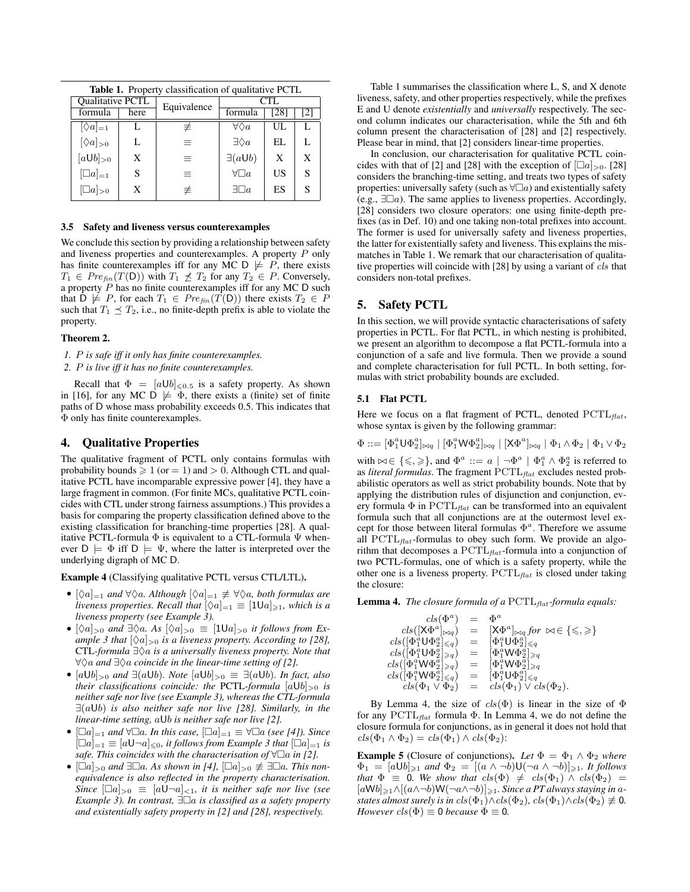**Table 1.** Property classification of qualitative PCTL

| Qualitative PCTL | | Equivalence | CTL | | |
|---|---|---|---|---|---|
| formula | here | | formula | [28] | [2] |
| $[\Diamond a]_{=1}$ | L | $\not\equiv$ | $\forall\Diamond a$ | UL | L |
| $[\Diamond a]_{>0}$ | L | $\equiv$ | $\exists\Diamond a$ | EL | L |
| $[a\mathsf{U}b]_{>0}$ | X | $\equiv$ | $\exists(a\mathsf{U}b)$ | X | X |
| $[\Box a]_{=1}$ | S | $\equiv$ | $\forall\Box a$ | US | S |
| $[\Box a]_{>0}$ | X | $\not\equiv$ | $\exists\Box a$ | ES | S |

### 3.5 Safety and liveness versus counterexamples

We conclude this section by providing a relationship between safety and liveness properties and counterexamples. A property $P$ only has finite counterexamples iff for any MC $\mathsf{D} \not\models P$, there exists $T_1 \in Pre_{fin}(T(\mathsf{D}))$ with $T_1 \not\preceq T_2$ for any $T_2 \in P$. Conversely, a property $P$ has no finite counterexamples iff for any MC $\mathsf{D}$ such that $\mathsf{D} \not\models P$, for each $T_1 \in Pre_{fin}(T(\mathsf{D}))$ there exists $T_2 \in P$ such that $T_1 \preceq T_2$, i.e., no finite-depth prefix is able to violate the property.

**Theorem 2.**

1. *$P$ is safe iff it only has finite counterexamples.*
2. *$P$ is live iff it has no finite counterexamples.*

Recall that $\Phi = [a\mathsf{U}b]_{\leqslant 0.5}$ is a safety property. As shown in [16], for any MC $\mathsf{D} \not\models \Phi$, there exists a (finite) set of finite paths of $\mathsf{D}$ whose mass probability exceeds 0.5. This indicates that $\Phi$ only has finite counterexamples.

## 4. Qualitative Properties

The qualitative fragment of PCTL only contains formulas with probability bounds $\geqslant 1$ (or $= 1$) and $> 0$. Although CTL and qualitative PCTL have incomparable expressive power [4], they have a large fragment in common. (For finite MCs, qualitative PCTL coincides with CTL under strong fairness assumptions.) This provides a basis for comparing the property classification defined above to the existing classification for branching-time properties [28]. A qualitative PCTL-formula $\Phi$ is equivalent to a CTL-formula $\Psi$ whenever $\mathsf{D} \models \Phi$ iff $\mathsf{D} \models \Psi$, where the latter is interpreted over the underlying digraph of MC $\mathsf{D}$.

**Example 4** (Classifying qualitative PCTL versus CTL/LTL)**.**

- *$[\Diamond a]_{=1}$ and $\forall\Diamond a$. Although $[\Diamond a]_{=1} \not\equiv \forall\Diamond a$, both formulas are liveness properties. Recall that $[\Diamond a]_{=1} \equiv [1\mathsf{U}a]_{\geqslant 1}$, which is a liveness property (see Example 3).*
- *$[\Diamond a]_{>0}$ and $\exists\Diamond a$. As $[\Diamond a]_{>0} \equiv [1\mathsf{U}a]_{>0}$ it follows from Example 3 that $[\Diamond a]_{>0}$ is a liveness property. According to [28], CTL-formula $\exists\Diamond a$ is a universally liveness property. Note that $\forall\Diamond a$ and $\exists\Diamond a$ coincide in the linear-time setting of [2].*
- *$[a\mathsf{U}b]_{>0}$ and $\exists(a\mathsf{U}b)$. Note $[a\mathsf{U}b]_{>0} \equiv \exists(a\mathsf{U}b)$. In fact, also their classifications coincide: the PCTL-formula $[a\mathsf{U}b]_{>0}$ is neither safe nor live (see Example 3), whereas the CTL-formula $\exists(a\mathsf{U}b)$ is also neither safe nor live [28]. Similarly, in the linear-time setting, $a\mathsf{U}b$ is neither safe nor live [2].*
- *$[\Box a]_{=1}$ and $\forall\Box a$. In this case, $[\Box a]_{=1} \equiv \forall\Box a$ (see [4]). Since $[\Box a]_{=1} \equiv [a\mathsf{U}\neg a]_{\leqslant 0}$, it follows from Example 3 that $[\Box a]_{=1}$ is safe. This coincides with the characterisation of $\forall\Box a$ in [2].*
- *$[\Box a]_{>0}$ and $\exists\Box a$. As shown in [4], $[\Box a]_{>0} \not\equiv \exists\Box a$. This non-equivalence is also reflected in the property characterisation. Since $[\Box a]_{>0} \equiv [a\mathsf{U}\neg a]_{<1}$, it is neither safe nor live (see Example 3). In contrast, $\exists\Box a$ is classified as a safety property and existentially safety property in [2] and [28], respectively.*

Table 1 summarises the classification where L, S, and X denote liveness, safety, and other properties respectively, while the prefixes E and U denote *existentially* and *universally* respectively. The second column indicates our characterisation, while the 5th and 6th column present the characterisation of [28] and [2] respectively. Please bear in mind, that [2] considers linear-time properties.

In conclusion, our characterisation for qualitative PCTL coincides with that of [2] and [28] with the exception of $[\Box a]_{>0}$. [28] considers the branching-time setting, and treats two types of safety properties: universally safety (such as $\forall\Box a$) and existentially safety (e.g., $\exists\Box a$). The same applies to liveness properties. Accordingly, [28] considers two closure operators: one using finite-depth prefixes (as in Def. 10) and one taking non-total prefixes into account. The former is used for universally safety and liveness properties, the latter for existentially safety and liveness. This explains the mismatches in Table 1. We remark that our characterisation of qualitative properties will coincide with [28] by using a variant of $cls$ that considers non-total prefixes.

## 5. Safety PCTL

In this section, we will provide syntactic characterisations of safety properties in PCTL. For flat PCTL, in which nesting is prohibited, we present an algorithm to decompose a flat PCTL-formula into a conjunction of a safe and live formula. Then we provide a sound and complete characterisation for full PCTL. In both setting, formulas with strict probability bounds are excluded.

### 5.1 Flat PCTL

Here we focus on a flat fragment of PCTL, denoted $\mathrm{PCTL}_{flat}$, whose syntax is given by the following grammar:

$$\Phi ::= [\Phi_1^a \mathsf{U} \Phi_2^a]_{\bowtie q} \mid [\Phi_1^a \mathsf{W} \Phi_2^a]_{\bowtie q} \mid [\mathsf{X}\Phi^a]_{\bowtie q} \mid \Phi_1 \wedge \Phi_2 \mid \Phi_1 \vee \Phi_2$$

with $\bowtie \in \{\leqslant, \geqslant\}$, and $\Phi^a ::= a \mid \neg\Phi^a \mid \Phi_1^a \wedge \Phi_2^a$ is referred to as *literal formulas*. The fragment $\mathrm{PCTL}_{flat}$ excludes nested probabilistic operators as well as strict probability bounds. Note that by applying the distribution rules of disjunction and conjunction, every formula $\Phi$ in $\mathrm{PCTL}_{flat}$ can be transformed into an equivalent formula such that all conjunctions are at the outermost level except for those between literal formulas $\Phi^a$. Therefore we assume all $\mathrm{PCTL}_{flat}$-formulas to obey such form. We provide an algorithm that decomposes a $\mathrm{PCTL}_{flat}$-formula into a conjunction of two PCTL-formulas, one of which is a safety property, while the other one is a liveness property. $\mathrm{PCTL}_{flat}$ is closed under taking the closure:

**Lemma 4.** *The closure formula of a $\mathrm{PCTL}_{flat}$-formula equals:*

$$\begin{aligned}
cls(\Phi^a) &= \Phi^a \\
cls([\mathsf{X}\Phi^a]_{\bowtie q}) &= [\mathsf{X}\Phi^a]_{\bowtie q} \text{ for } \bowtie \in \{\leqslant, \geqslant\} \\
cls([\Phi_1^a \mathsf{U} \Phi_2^a]_{\leqslant q}) &= [\Phi_1^a \mathsf{U} \Phi_2^a]_{\leqslant q} \\
cls([\Phi_1^a \mathsf{U} \Phi_2^a]_{\geqslant q}) &= [\Phi_1^a \mathsf{W} \Phi_2^a]_{\geqslant q} \\
cls([\Phi_1^a \mathsf{W} \Phi_2^a]_{\geqslant q}) &= [\Phi_1^a \mathsf{W} \Phi_2^a]_{\geqslant q} \\
cls([\Phi_1^a \mathsf{W} \Phi_2^a]_{\leqslant q}) &= [\Phi_1^a \mathsf{U} \Phi_2^a]_{\leqslant q} \\
cls(\Phi_1 \vee \Phi_2) &= cls(\Phi_1) \vee cls(\Phi_2).
\end{aligned}$$

By Lemma 4, the size of $cls(\Phi)$ is linear in the size of $\Phi$ for any $\mathrm{PCTL}_{flat}$ formula $\Phi$. In Lemma 4, we do not define the closure formula for conjunctions, as in general it does not hold that $cls(\Phi_1 \wedge \Phi_2) = cls(\Phi_1) \wedge cls(\Phi_2)$:

**Example 5** (Closure of conjunctions)**.** *Let $\Phi = \Phi_1 \wedge \Phi_2$ where $\Phi_1 = [a\mathsf{U}b]_{\geqslant 1}$ and $\Phi_2 = [(a \wedge \neg b)\mathsf{U}(\neg a \wedge \neg b)]_{\geqslant 1}$. It follows that $\Phi \equiv \mathsf{0}$. We show that $cls(\Phi) \neq cls(\Phi_1) \wedge cls(\Phi_2) = [a\mathsf{W}b]_{\geqslant 1} \wedge [(a\wedge\neg b)\mathsf{W}(\neg a\wedge\neg b)]_{\geqslant 1}$. Since a PT always staying in $a$-states almost surely is in $cls(\Phi_1) \wedge cls(\Phi_2)$, $cls(\Phi_1) \wedge cls(\Phi_2) \not\equiv \mathsf{0}$. However $cls(\Phi) \equiv \mathsf{0}$ because $\Phi \equiv \mathsf{0}$.*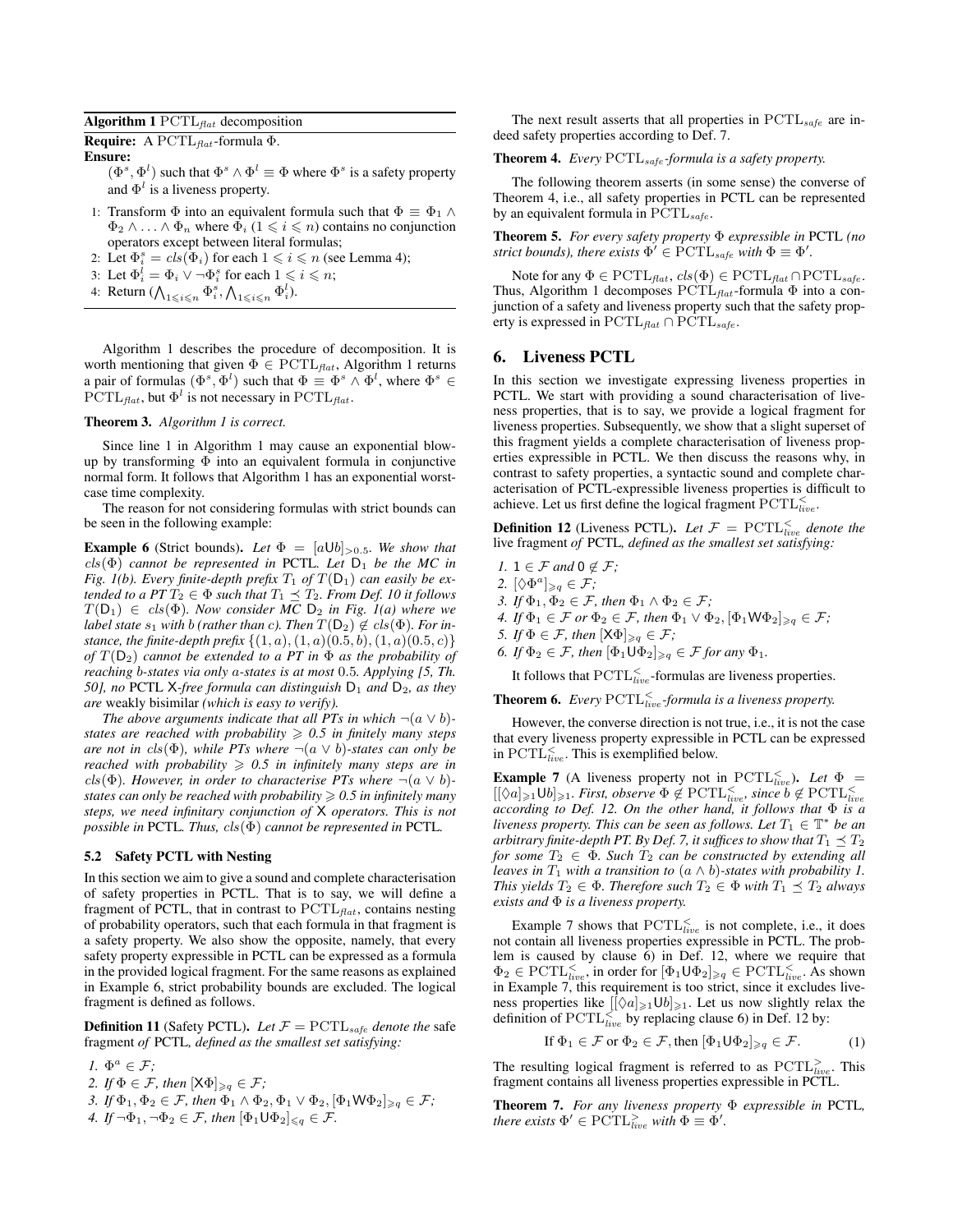**Algorithm 1** $\mathrm{PCTL}_{\mathit{flat}}$ decomposition

**Require:** A $\mathrm{PCTL}_{\mathit{flat}}$-formula $\Phi$.

**Ensure:**
$(\Phi^s, \Phi^l)$ such that $\Phi^s \wedge \Phi^l \equiv \Phi$ where $\Phi^s$ is a safety property and $\Phi^l$ is a liveness property.

1: Transform $\Phi$ into an equivalent formula such that $\Phi \equiv \Phi_1 \wedge \Phi_2 \wedge \ldots \wedge \Phi_n$ where $\Phi_i$ $(1 \leqslant i \leqslant n)$ contains no conjunction operators except between literal formulas;
2: Let $\Phi_i^s = cls(\Phi_i)$ for each $1 \leqslant i \leqslant n$ (see Lemma 4);
3: Let $\Phi_i^l = \Phi_i \vee \neg\Phi_i^s$ for each $1 \leqslant i \leqslant n$;
4: Return $(\bigwedge_{1 \leqslant i \leqslant n} \Phi_i^s, \bigwedge_{1 \leqslant i \leqslant n} \Phi_i^l)$.

Algorithm 1 describes the procedure of decomposition. It is worth mentioning that given $\Phi \in \mathrm{PCTL}_{\mathit{flat}}$, Algorithm 1 returns a pair of formulas $(\Phi^s, \Phi^l)$ such that $\Phi \equiv \Phi^s \wedge \Phi^l$, where $\Phi^s \in \mathrm{PCTL}_{\mathit{flat}}$, but $\Phi^l$ is not necessary in $\mathrm{PCTL}_{\mathit{flat}}$.

**Theorem 3.** *Algorithm 1 is correct.*

Since line 1 in Algorithm 1 may cause an exponential blow-up by transforming $\Phi$ into an equivalent formula in conjunctive normal form. It follows that Algorithm 1 has an exponential worst-case time complexity.

The reason for not considering formulas with strict bounds can be seen in the following example:

**Example 6** (Strict bounds)**.** *Let $\Phi = [a\mathsf{U}b]_{>0.5}$. We show that $cls(\Phi)$ cannot be represented in* PCTL*. Let $\mathsf{D}_1$ be the MC in Fig. 1(b). Every finite-depth prefix $T_1$ of $T(\mathsf{D}_1)$ can easily be extended to a PT $T_2 \in \Phi$ such that $T_1 \preceq T_2$. From Def. 10 it follows $T(\mathsf{D}_1) \in cls(\Phi)$. Now consider MC $\mathsf{D}_2$ in Fig. 1(a) where we label state $s_1$ with $b$ (rather than $c$). Then $T(\mathsf{D}_2) \notin cls(\Phi)$. For instance, the finite-depth prefix $\{(1,a),(1,a)(0.5,b),(1,a)(0.5,c)\}$ of $T(\mathsf{D}_2)$ cannot be extended to a PT in $\Phi$ as the probability of reaching $b$-states via only $a$-states is at most 0.5. Applying [5, Th. 50], no* PCTL *$\mathsf{X}$-free formula can distinguish $\mathsf{D}_1$ and $\mathsf{D}_2$, as they are* weakly bisimilar *(which is easy to verify).*

*The above arguments indicate that all PTs in which $\neg(a \vee b)$-states are reached with probability $\geqslant 0.5$ in finitely many steps are not in $cls(\Phi)$, while PTs where $\neg(a \vee b)$-states can only be reached with probability $\geqslant 0.5$ in infinitely many steps are in $cls(\Phi)$. However, in order to characterise PTs where $\neg(a \vee b)$-states can only be reached with probability $\geqslant 0.5$ in infinitely many steps, we need infinitary conjunction of $\mathsf{X}$ operators. This is not possible in* PCTL*. Thus, $cls(\Phi)$ cannot be represented in* PCTL*.*

### 5.2 Safety PCTL with Nesting

In this section we aim to give a sound and complete characterisation of safety properties in PCTL. That is to say, we will define a fragment of PCTL, that in contrast to $\mathrm{PCTL}_{\mathit{flat}}$, contains nesting of probability operators, such that each formula in that fragment is a safety property. We also show the opposite, namely, that every safety property expressible in PCTL can be expressed as a formula in the provided logical fragment. For the same reasons as explained in Example 6, strict probability bounds are excluded. The logical fragment is defined as follows.

**Definition 11** (Safety PCTL)**.** *Let $\mathcal{F} = \mathrm{PCTL}_{\mathit{safe}}$ denote the* safe fragment *of* PCTL*, defined as the smallest set satisfying:*

1. *$\Phi^a \in \mathcal{F}$;*
2. *If $\Phi \in \mathcal{F}$, then $[\mathsf{X}\Phi]_{\geqslant q} \in \mathcal{F}$;*
3. *If $\Phi_1, \Phi_2 \in \mathcal{F}$, then $\Phi_1 \wedge \Phi_2, \Phi_1 \vee \Phi_2, [\Phi_1\mathsf{W}\Phi_2]_{\geqslant q} \in \mathcal{F}$;*
4. *If $\neg\Phi_1, \neg\Phi_2 \in \mathcal{F}$, then $[\Phi_1\mathsf{U}\Phi_2]_{\leqslant q} \in \mathcal{F}$.*

The next result asserts that all properties in $\mathrm{PCTL}_{\mathit{safe}}$ are indeed safety properties according to Def. 7.

**Theorem 4.** *Every $\mathrm{PCTL}_{\mathit{safe}}$-formula is a safety property.*

The following theorem asserts (in some sense) the converse of Theorem 4, i.e., all safety properties in PCTL can be represented by an equivalent formula in $\mathrm{PCTL}_{\mathit{safe}}$.

**Theorem 5.** *For every safety property $\Phi$ expressible in* PCTL *(no strict bounds), there exists $\Phi' \in \mathrm{PCTL}_{\mathit{safe}}$ with $\Phi \equiv \Phi'$.*

Note for any $\Phi \in \mathrm{PCTL}_{\mathit{flat}}$, $cls(\Phi) \in \mathrm{PCTL}_{\mathit{flat}} \cap \mathrm{PCTL}_{\mathit{safe}}$. Thus, Algorithm 1 decomposes $\mathrm{PCTL}_{\mathit{flat}}$-formula $\Phi$ into a conjunction of a safety and liveness property such that the safety property is expressed in $\mathrm{PCTL}_{\mathit{flat}} \cap \mathrm{PCTL}_{\mathit{safe}}$.

## 6. Liveness PCTL

In this section we investigate expressing liveness properties in PCTL. We start with providing a sound characterisation of liveness properties, that is to say, we provide a logical fragment for liveness properties. Subsequently, we show that a slight superset of this fragment yields a complete characterisation of liveness properties expressible in PCTL. We then discuss the reasons why, in contrast to safety properties, a syntactic sound and complete characterisation of PCTL-expressible liveness properties is difficult to achieve. Let us first define the logical fragment $\mathrm{PCTL}_{\mathit{live}}^{<}$.

**Definition 12** (Liveness PCTL)**.** *Let $\mathcal{F} = \mathrm{PCTL}_{\mathit{live}}^{<}$ denote the* live fragment *of* PCTL*, defined as the smallest set satisfying:*

1. *$\mathsf{1} \in \mathcal{F}$ and $\mathsf{0} \notin \mathcal{F}$;*
2. *$[\Diamond\Phi^a]_{\geqslant q} \in \mathcal{F}$;*
3. *If $\Phi_1, \Phi_2 \in \mathcal{F}$, then $\Phi_1 \wedge \Phi_2 \in \mathcal{F}$;*
4. *If $\Phi_1 \in \mathcal{F}$ or $\Phi_2 \in \mathcal{F}$, then $\Phi_1 \vee \Phi_2, [\Phi_1\mathsf{W}\Phi_2]_{\geqslant q} \in \mathcal{F}$;*
5. *If $\Phi \in \mathcal{F}$, then $[\mathsf{X}\Phi]_{\geqslant q} \in \mathcal{F}$;*
6. *If $\Phi_2 \in \mathcal{F}$, then $[\Phi_1\mathsf{U}\Phi_2]_{\geqslant q} \in \mathcal{F}$ for any $\Phi_1$.*

It follows that $\mathrm{PCTL}_{\mathit{live}}^{<}$-formulas are liveness properties.

**Theorem 6.** *Every $\mathrm{PCTL}_{\mathit{live}}^{<}$-formula is a liveness property.*

However, the converse direction is not true, i.e., it is not the case that every liveness property expressible in PCTL can be expressed in $\mathrm{PCTL}_{\mathit{live}}^{<}$. This is exemplified below.

**Example 7** (A liveness property not in $\mathrm{PCTL}_{\mathit{live}}^{<}$)**.** *Let $\Phi = [[\Diamond a]_{\geqslant 1}\mathsf{U}b]_{\geqslant 1}$. First, observe $\Phi \notin \mathrm{PCTL}_{\mathit{live}}^{<}$, since $b \notin \mathrm{PCTL}_{\mathit{live}}^{<}$ according to Def. 12. On the other hand, it follows that $\Phi$ is a liveness property. This can be seen as follows. Let $T_1 \in \mathbb{T}^*$ be an arbitrary finite-depth PT. By Def. 7, it suffices to show that $T_1 \preceq T_2$ for some $T_2 \in \Phi$. Such $T_2$ can be constructed by extending all leaves in $T_1$ with a transition to $(a \wedge b)$-states with probability 1. This yields $T_2 \in \Phi$. Therefore such $T_2 \in \Phi$ with $T_1 \preceq T_2$ always exists and $\Phi$ is a liveness property.*

Example 7 shows that $\mathrm{PCTL}_{\mathit{live}}^{<}$ is not complete, i.e., it does not contain all liveness properties expressible in PCTL. The problem is caused by clause 6) in Def. 12, where we require that $\Phi_2 \in \mathrm{PCTL}_{\mathit{live}}^{<}$, in order for $[\Phi_1\mathsf{U}\Phi_2]_{\geqslant q} \in \mathrm{PCTL}_{\mathit{live}}^{<}$. As shown in Example 7, this requirement is too strict, since it excludes liveness properties like $[[\Diamond a]_{\geqslant 1}\mathsf{U}b]_{\geqslant 1}$. Let us now slightly relax the definition of $\mathrm{PCTL}_{\mathit{live}}^{<}$ by replacing clause 6) in Def. 12 by:

$$\text{If } \Phi_1 \in \mathcal{F} \text{ or } \Phi_2 \in \mathcal{F}, \text{then } [\Phi_1\mathsf{U}\Phi_2]_{\geqslant q} \in \mathcal{F}. \tag{1}$$

The resulting logical fragment is referred to as $\mathrm{PCTL}_{\mathit{live}}^{>}$. This fragment contains all liveness properties expressible in PCTL.

**Theorem 7.** *For any liveness property $\Phi$ expressible in* PCTL*, there exists $\Phi' \in \mathrm{PCTL}_{\mathit{live}}^{>}$ with $\Phi \equiv \Phi'$.*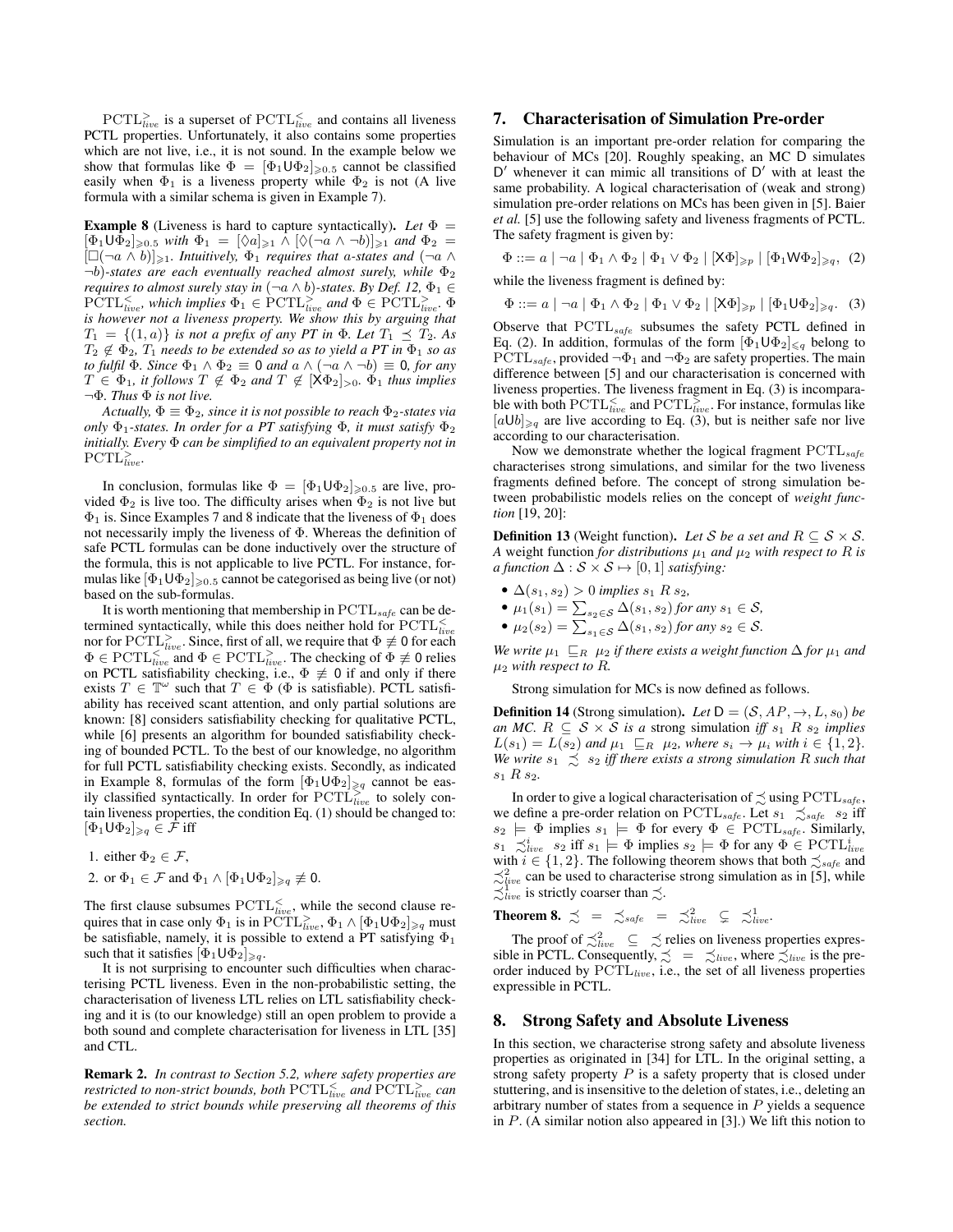$\mathrm{PCTL}_{live}^{>}$ is a superset of $\mathrm{PCTL}_{live}^{<}$ and contains all liveness PCTL properties. Unfortunately, it also contains some properties which are not live, i.e., it is not sound. In the example below we show that formulas like $\Phi = [\Phi_1 \mathsf{U} \Phi_2]_{\geqslant 0.5}$ cannot be classified easily when $\Phi_1$ is a liveness property while $\Phi_2$ is not (A live formula with a similar schema is given in Example 7).

**Example 8** (Liveness is hard to capture syntactically)**.** *Let $\Phi = [\Phi_1 \mathsf{U} \Phi_2]_{\geqslant 0.5}$ with $\Phi_1 = [\Diamond a]_{\geqslant 1} \wedge [\Diamond(\neg a \wedge \neg b)]_{\geqslant 1}$ and $\Phi_2 = [\Box(\neg a \wedge b)]_{\geqslant 1}$. Intuitively, $\Phi_1$ requires that $a$-states and $(\neg a \wedge \neg b)$-states are each eventually reached almost surely, while $\Phi_2$ requires to almost surely stay in $(\neg a \wedge b)$-states. By Def. 12, $\Phi_1 \in \mathrm{PCTL}_{live}^{<}$, which implies $\Phi_1 \in \mathrm{PCTL}_{live}^{>}$ and $\Phi \in \mathrm{PCTL}_{live}^{>}$. $\Phi$ is however not a liveness property. We show this by arguing that $T_1 = \{(1, a)\}$ is not a prefix of any PT in $\Phi$. Let $T_1 \preceq T_2$. As $T_2 \notin \Phi_2$, $T_1$ needs to be extended so as to yield a PT in $\Phi_1$ so as to fulfil $\Phi$. Since $\Phi_1 \wedge \Phi_2 \equiv \mathsf{0}$ and $a \wedge (\neg a \wedge \neg b) \equiv \mathsf{0}$, for any $T \in \Phi_1$, it follows $T \notin \Phi_2$ and $T \notin [\mathsf{X}\Phi_2]_{>0}$. $\Phi_1$ thus implies $\neg\Phi$. Thus $\Phi$ is not live.*

*Actually, $\Phi \equiv \Phi_2$, since it is not possible to reach $\Phi_2$-states via only $\Phi_1$-states. In order for a PT satisfying $\Phi$, it must satisfy $\Phi_2$ initially. Every $\Phi$ can be simplified to an equivalent property not in $\mathrm{PCTL}_{live}^{>}$.*

In conclusion, formulas like $\Phi = [\Phi_1 \mathsf{U} \Phi_2]_{\geqslant 0.5}$ are live, provided $\Phi_2$ is live too. The difficulty arises when $\Phi_2$ is not live but $\Phi_1$ is. Since Examples 7 and 8 indicate that the liveness of $\Phi_1$ does not necessarily imply the liveness of $\Phi$. Whereas the definition of safe PCTL formulas can be done inductively over the structure of the formula, this is not applicable to live PCTL. For instance, formulas like $[\Phi_1 \mathsf{U} \Phi_2]_{\geqslant 0.5}$ cannot be categorised as being live (or not) based on the sub-formulas.

It is worth mentioning that membership in $\mathrm{PCTL}_{safe}$ can be determined syntactically, while this does neither hold for $\mathrm{PCTL}_{live}^{<}$ nor for $\mathrm{PCTL}_{live}^{>}$. Since, first of all, we require that $\Phi \not\equiv \mathsf{0}$ for each $\Phi \in \mathrm{PCTL}_{live}^{<}$ and $\Phi \in \mathrm{PCTL}_{live}^{>}$. The checking of $\Phi \not\equiv \mathsf{0}$ relies on PCTL satisfiability checking, i.e., $\Phi \not\equiv \mathsf{0}$ if and only if there exists $T \in \mathbb{T}^\omega$ such that $T \in \Phi$ ($\Phi$ is satisfiable). PCTL satisfiability has received scant attention, and only partial solutions are known: [8] considers satisfiability checking for qualitative PCTL, while [6] presents an algorithm for bounded satisfiability checking of bounded PCTL. To the best of our knowledge, no algorithm for full PCTL satisfiability checking exists. Secondly, as indicated in Example 8, formulas of the form $[\Phi_1 \mathsf{U} \Phi_2]_{\geqslant q}$ cannot be easily classified syntactically. In order for $\mathrm{PCTL}_{live}^{>}$ to solely contain liveness properties, the condition Eq. (1) should be changed to: $[\Phi_1 \mathsf{U} \Phi_2]_{\geqslant q} \in \mathcal{F}$ iff

1. either $\Phi_2 \in \mathcal{F}$,
2. or $\Phi_1 \in \mathcal{F}$ and $\Phi_1 \wedge [\Phi_1 \mathsf{U} \Phi_2]_{\geqslant q} \not\equiv \mathsf{0}$.

The first clause subsumes $\mathrm{PCTL}_{live}^{<}$, while the second clause requires that in case only $\Phi_1$ is in $\mathrm{PCTL}_{live}^{>}$, $\Phi_1 \wedge [\Phi_1 \mathsf{U} \Phi_2]_{\geqslant q}$ must be satisfiable, namely, it is possible to extend a PT satisfying $\Phi_1$ such that it satisfies $[\Phi_1 \mathsf{U} \Phi_2]_{\geqslant q}$.

It is not surprising to encounter such difficulties when characterising PCTL liveness. Even in the non-probabilistic setting, the characterisation of liveness LTL relies on LTL satisfiability checking and it is (to our knowledge) still an open problem to provide a both sound and complete characterisation for liveness in LTL [35] and CTL.

**Remark 2.** *In contrast to Section 5.2, where safety properties are restricted to non-strict bounds, both $\mathrm{PCTL}_{live}^{<}$ and $\mathrm{PCTL}_{live}^{>}$ can be extended to strict bounds while preserving all theorems of this section.*

## 7. Characterisation of Simulation Pre-order

Simulation is an important pre-order relation for comparing the behaviour of MCs [20]. Roughly speaking, an MC $\mathsf{D}$ simulates $\mathsf{D}'$ whenever it can mimic all transitions of $\mathsf{D}'$ with at least the same probability. A logical characterisation of (weak and strong) simulation pre-order relations on MCs has been given in [5]. Baier *et al.* [5] use the following safety and liveness fragments of PCTL. The safety fragment is given by:

$$\Phi ::= a \mid \neg a \mid \Phi_1 \wedge \Phi_2 \mid \Phi_1 \vee \Phi_2 \mid [\mathsf{X}\Phi]_{\geqslant p} \mid [\Phi_1 \mathsf{W} \Phi_2]_{\geqslant q}, \quad (2)$$

while the liveness fragment is defined by:

$$\Phi ::= a \mid \neg a \mid \Phi_1 \wedge \Phi_2 \mid \Phi_1 \vee \Phi_2 \mid [\mathsf{X}\Phi]_{\geqslant p} \mid [\Phi_1 \mathsf{U} \Phi_2]_{\geqslant q}. \quad (3)$$

Observe that $\mathrm{PCTL}_{safe}$ subsumes the safety PCTL defined in Eq. (2). In addition, formulas of the form $[\Phi_1 \mathsf{U} \Phi_2]_{\leqslant q}$ belong to $\mathrm{PCTL}_{safe}$, provided $\neg\Phi_1$ and $\neg\Phi_2$ are safety properties. The main difference between [5] and our characterisation is concerned with liveness properties. The liveness fragment in Eq. (3) is incomparable with both $\mathrm{PCTL}_{live}^{<}$ and $\mathrm{PCTL}_{live}^{>}$. For instance, formulas like $[a \mathsf{U} b]_{\geqslant q}$ are live according to Eq. (3), but is neither safe nor live according to our characterisation.

Now we demonstrate whether the logical fragment $\mathrm{PCTL}_{safe}$ characterises strong simulations, and similar for the two liveness fragments defined before. The concept of strong simulation between probabilistic models relies on the concept of *weight function* [19, 20]:

**Definition 13** (Weight function)**.** *Let $\mathcal{S}$ be a set and $R \subseteq \mathcal{S} \times \mathcal{S}$. A* weight function *for distributions $\mu_1$ and $\mu_2$ with respect to $R$ is a function $\Delta : \mathcal{S} \times \mathcal{S} \mapsto [0, 1]$ satisfying:*

- *$\Delta(s_1, s_2) > 0$ implies $s_1 \; R \; s_2$,*
- *$\mu_1(s_1) = \sum_{s_2 \in \mathcal{S}} \Delta(s_1, s_2)$ for any $s_1 \in \mathcal{S}$,*
- *$\mu_2(s_2) = \sum_{s_1 \in \mathcal{S}} \Delta(s_1, s_2)$ for any $s_2 \in \mathcal{S}$.*

*We write $\mu_1 \sqsubseteq_R \mu_2$ if there exists a weight function $\Delta$ for $\mu_1$ and $\mu_2$ with respect to $R$.*

Strong simulation for MCs is now defined as follows.

**Definition 14** (Strong simulation)**.** *Let $\mathsf{D} = (\mathcal{S}, AP, \rightarrow, L, s_0)$ be an MC. $R \subseteq \mathcal{S} \times \mathcal{S}$ is a* strong simulation *iff $s_1 \; R \; s_2$ implies $L(s_1) = L(s_2)$ and $\mu_1 \sqsubseteq_R \mu_2$, where $s_i \rightarrow \mu_i$ with $i \in \{1, 2\}$. We write $s_1 \precsim s_2$ iff there exists a strong simulation $R$ such that $s_1 \; R \; s_2$.*

In order to give a logical characterisation of $\precsim$ using $\mathrm{PCTL}_{safe}$, we define a pre-order relation on $\mathrm{PCTL}_{safe}$. Let $s_1 \precsim_{safe} s_2$ iff $s_2 \models \Phi$ implies $s_1 \models \Phi$ for every $\Phi \in \mathrm{PCTL}_{safe}$. Similarly, $s_1 \precsim_{live}^{i} s_2$ iff $s_1 \models \Phi$ implies $s_2 \models \Phi$ for any $\Phi \in \mathrm{PCTL}_{live}^{i}$ with $i \in \{1, 2\}$. The following theorem shows that both $\precsim_{safe}$ and $\precsim_{live}^{2}$ can be used to characterise strong simulation as in [5], while $\precsim_{live}^{1}$ is strictly coarser than $\precsim$.

**Theorem 8.** $\precsim \; = \; \precsim_{safe} \; = \; \precsim_{live}^{2} \; \subsetneq \; \precsim_{live}^{1}$.

The proof of $\precsim_{live}^{2} \; \subseteq \; \precsim$ relies on liveness properties expressible in PCTL. Consequently, $\precsim \; = \; \precsim_{live}$, where $\precsim_{live}$ is the pre-order induced by $\mathrm{PCTL}_{live}$, i.e., the set of all liveness properties expressible in PCTL.

## 8. Strong Safety and Absolute Liveness

In this section, we characterise strong safety and absolute liveness properties as originated in [34] for LTL. In the original setting, a strong safety property $P$ is a safety property that is closed under stuttering, and is insensitive to the deletion of states, i.e., deleting an arbitrary number of states from a sequence in $P$ yields a sequence in $P$. (A similar notion also appeared in [3].) We lift this notion to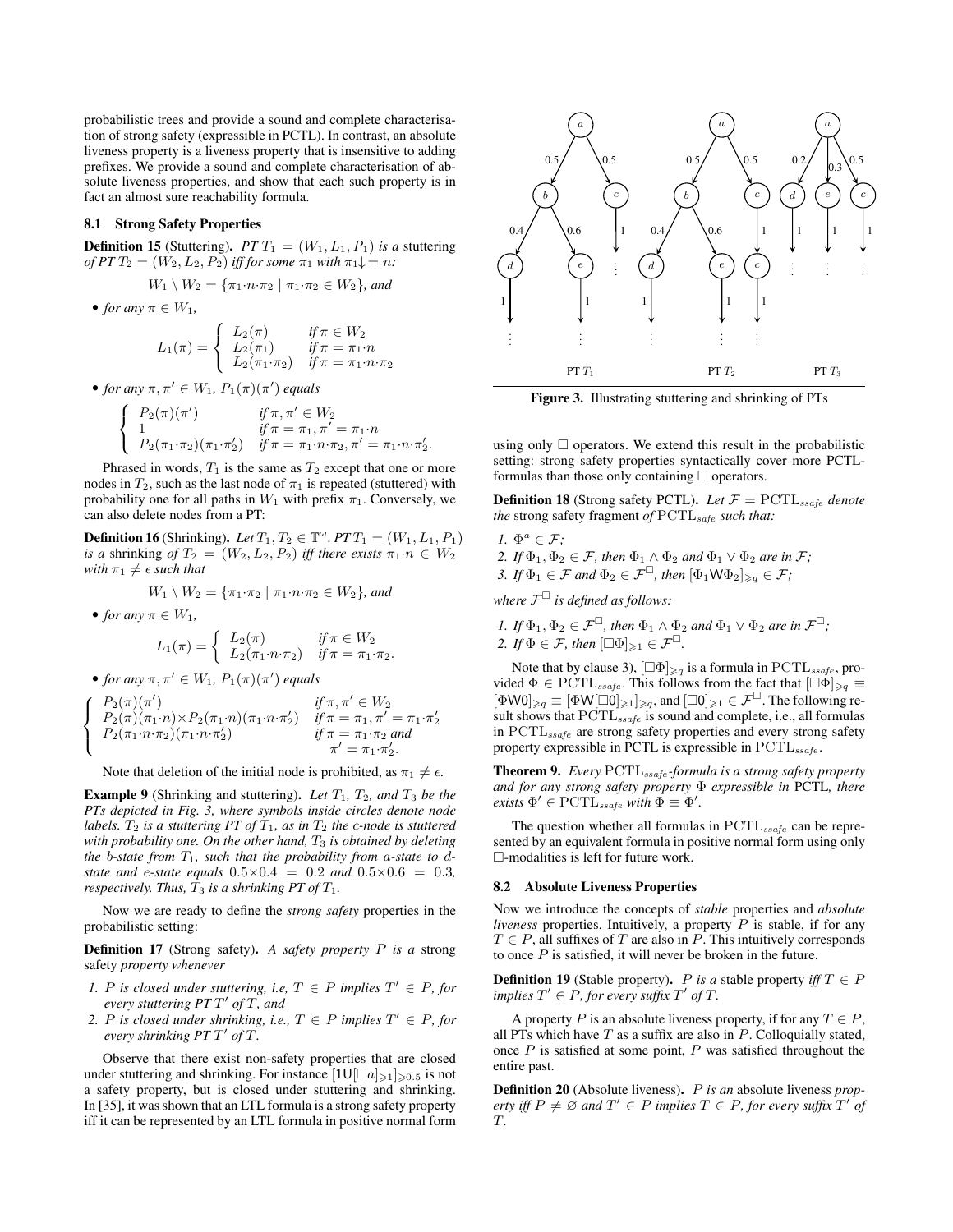probabilistic trees and provide a sound and complete characterisation of strong safety (expressible in PCTL). In contrast, an absolute liveness property is a liveness property that is insensitive to adding prefixes. We provide a sound and complete characterisation of absolute liveness properties, and show that each such property is in fact an almost sure reachability formula.

### 8.1 Strong Safety Properties

**Definition 15** (Stuttering). *PT $T_1 = (W_1, L_1, P_1)$ is a* stuttering *of PT $T_2 = (W_2, L_2, P_2)$ iff for some $\pi_1$ with $\pi_1{\downarrow} = n$:*

$$W_1 \setminus W_2 = \{\pi_1{\cdot}n{\cdot}\pi_2 \mid \pi_1{\cdot}\pi_2 \in W_2\}, \text{ and}$$

- *for any $\pi \in W_1$,*

$$L_1(\pi) = \begin{cases} L_2(\pi) & \text{if } \pi \in W_2 \\ L_2(\pi_1) & \text{if } \pi = \pi_1{\cdot}n \\ L_2(\pi_1{\cdot}\pi_2) & \text{if } \pi = \pi_1{\cdot}n{\cdot}\pi_2 \end{cases}$$

- *for any $\pi, \pi' \in W_1$, $P_1(\pi)(\pi')$ equals*

$$\begin{cases} P_2(\pi)(\pi') & \text{if } \pi, \pi' \in W_2 \\ 1 & \text{if } \pi = \pi_1, \pi' = \pi_1{\cdot}n \\ P_2(\pi_1{\cdot}\pi_2)(\pi_1{\cdot}\pi_2') & \text{if } \pi = \pi_1{\cdot}n{\cdot}\pi_2, \pi' = \pi_1{\cdot}n{\cdot}\pi_2'. \end{cases}$$

Phrased in words, $T_1$ is the same as $T_2$ except that one or more nodes in $T_2$, such as the last node of $\pi_1$ is repeated (stuttered) with probability one for all paths in $W_1$ with prefix $\pi_1$. Conversely, we can also delete nodes from a PT:

**Definition 16** (Shrinking). *Let $T_1, T_2 \in \mathbb{T}^\omega$. PT $T_1 = (W_1, L_1, P_1)$ is a* shrinking *of $T_2 = (W_2, L_2, P_2)$ iff there exists $\pi_1{\cdot}n \in W_2$ with $\pi_1 \neq \epsilon$ such that*

$$W_1 \setminus W_2 = \{\pi_1{\cdot}\pi_2 \mid \pi_1{\cdot}n{\cdot}\pi_2 \in W_2\}, \text{ and}$$

- *for any $\pi \in W_1$,*

$$L_1(\pi) = \begin{cases} L_2(\pi) & \text{if } \pi \in W_2 \\ L_2(\pi_1{\cdot}n{\cdot}\pi_2) & \text{if } \pi = \pi_1{\cdot}\pi_2. \end{cases}$$

- *for any $\pi, \pi' \in W_1$, $P_1(\pi)(\pi')$ equals*

$$\begin{cases} P_2(\pi)(\pi') & \text{if } \pi, \pi' \in W_2 \\ P_2(\pi)(\pi_1{\cdot}n){\times}P_2(\pi_1{\cdot}n)(\pi_1{\cdot}n{\cdot}\pi_2') & \text{if } \pi = \pi_1, \pi' = \pi_1{\cdot}\pi_2' \\ P_2(\pi_1{\cdot}n{\cdot}\pi_2)(\pi_1{\cdot}n{\cdot}\pi_2') & \text{if } \pi = \pi_1{\cdot}\pi_2 \text{ and } \pi' = \pi_1{\cdot}\pi_2'. \end{cases}$$

Note that deletion of the initial node is prohibited, as $\pi_1 \neq \epsilon$.

**Example 9** (Shrinking and stuttering). *Let $T_1$, $T_2$, and $T_3$ be the PTs depicted in Fig. 3, where symbols inside circles denote node labels. $T_2$ is a stuttering PT of $T_1$, as in $T_2$ the c-node is stuttered with probability one. On the other hand, $T_3$ is obtained by deleting the b-state from $T_1$, such that the probability from a-state to d-state and e-state equals $0.5{\times}0.4 = 0.2$ and $0.5{\times}0.6 = 0.3$, respectively. Thus, $T_3$ is a shrinking PT of $T_1$.*

**Figure 3.** Illustrating stuttering and shrinking of PTs

Now we are ready to define the *strong safety* properties in the probabilistic setting:

**Definition 17** (Strong safety). *A safety property $P$ is a* strong safety *property whenever*

1. *$P$ is closed under stuttering, i.e, $T \in P$ implies $T' \in P$, for every stuttering PT $T'$ of $T$, and*
2. *$P$ is closed under shrinking, i.e., $T \in P$ implies $T' \in P$, for every shrinking PT $T'$ of $T$.*

Observe that there exist non-safety properties that are closed under stuttering and shrinking. For instance $[1\mathsf{U}[\Box a]_{\geqslant 1}]_{\geqslant 0.5}$ is not a safety property, but is closed under stuttering and shrinking. In [35], it was shown that an LTL formula is a strong safety property iff it can be represented by an LTL formula in positive normal form using only $\Box$ operators. We extend this result in the probabilistic setting: strong safety properties syntactically cover more PCTL-formulas than those only containing $\Box$ operators.

**Definition 18** (Strong safety PCTL). *Let $\mathcal{F} = \mathrm{PCTL}_{ssafe}$ denote the* strong safety fragment *of $\mathrm{PCTL}_{safe}$ such that:*

1. *$\Phi^a \in \mathcal{F}$;*
2. *If $\Phi_1, \Phi_2 \in \mathcal{F}$, then $\Phi_1 \wedge \Phi_2$ and $\Phi_1 \vee \Phi_2$ are in $\mathcal{F}$;*
3. *If $\Phi_1 \in \mathcal{F}$ and $\Phi_2 \in \mathcal{F}^{\Box}$, then $[\Phi_1 \mathsf{W} \Phi_2]_{\geqslant q} \in \mathcal{F}$;*

*where $\mathcal{F}^{\Box}$ is defined as follows:*

1. *If $\Phi_1, \Phi_2 \in \mathcal{F}^{\Box}$, then $\Phi_1 \wedge \Phi_2$ and $\Phi_1 \vee \Phi_2$ are in $\mathcal{F}^{\Box}$;*
2. *If $\Phi \in \mathcal{F}$, then $[\Box\Phi]_{\geqslant 1} \in \mathcal{F}^{\Box}$.*

Note that by clause 3), $[\Box\Phi]_{\geqslant q}$ is a formula in $\mathrm{PCTL}_{ssafe}$, provided $\Phi \in \mathrm{PCTL}_{ssafe}$. This follows from the fact that $[\Box\Phi]_{\geqslant q} \equiv [\Phi\mathsf{W}0]_{\geqslant q} \equiv [\Phi\mathsf{W}[\Box 0]_{\geqslant 1}]_{\geqslant q}$, and $[\Box 0]_{\geqslant 1} \in \mathcal{F}^{\Box}$. The following result shows that $\mathrm{PCTL}_{ssafe}$ is sound and complete, i.e., all formulas in $\mathrm{PCTL}_{ssafe}$ are strong safety properties and every strong safety property expressible in PCTL is expressible in $\mathrm{PCTL}_{ssafe}$.

**Theorem 9.** *Every $\mathrm{PCTL}_{ssafe}$-formula is a strong safety property and for any strong safety property $\Phi$ expressible in* PCTL*, there exists $\Phi' \in \mathrm{PCTL}_{ssafe}$ with $\Phi \equiv \Phi'$.*

The question whether all formulas in $\mathrm{PCTL}_{ssafe}$ can be represented by an equivalent formula in positive normal form using only $\Box$-modalities is left for future work.

### 8.2 Absolute Liveness Properties

Now we introduce the concepts of *stable* properties and *absolute liveness* properties. Intuitively, a property $P$ is stable, if for any $T \in P$, all suffixes of $T$ are also in $P$. This intuitively corresponds to once $P$ is satisfied, it will never be broken in the future.

**Definition 19** (Stable property). *$P$ is a* stable property *iff $T \in P$ implies $T' \in P$, for every suffix $T'$ of $T$.*

A property $P$ is an absolute liveness property, if for any $T \in P$, all PTs which have $T$ as a suffix are also in $P$. Colloquially stated, once $P$ is satisfied at some point, $P$ was satisfied throughout the entire past.

**Definition 20** (Absolute liveness). *$P$ is an* absolute liveness *property iff $P \neq \varnothing$ and $T' \in P$ implies $T \in P$, for every suffix $T'$ of $T$.*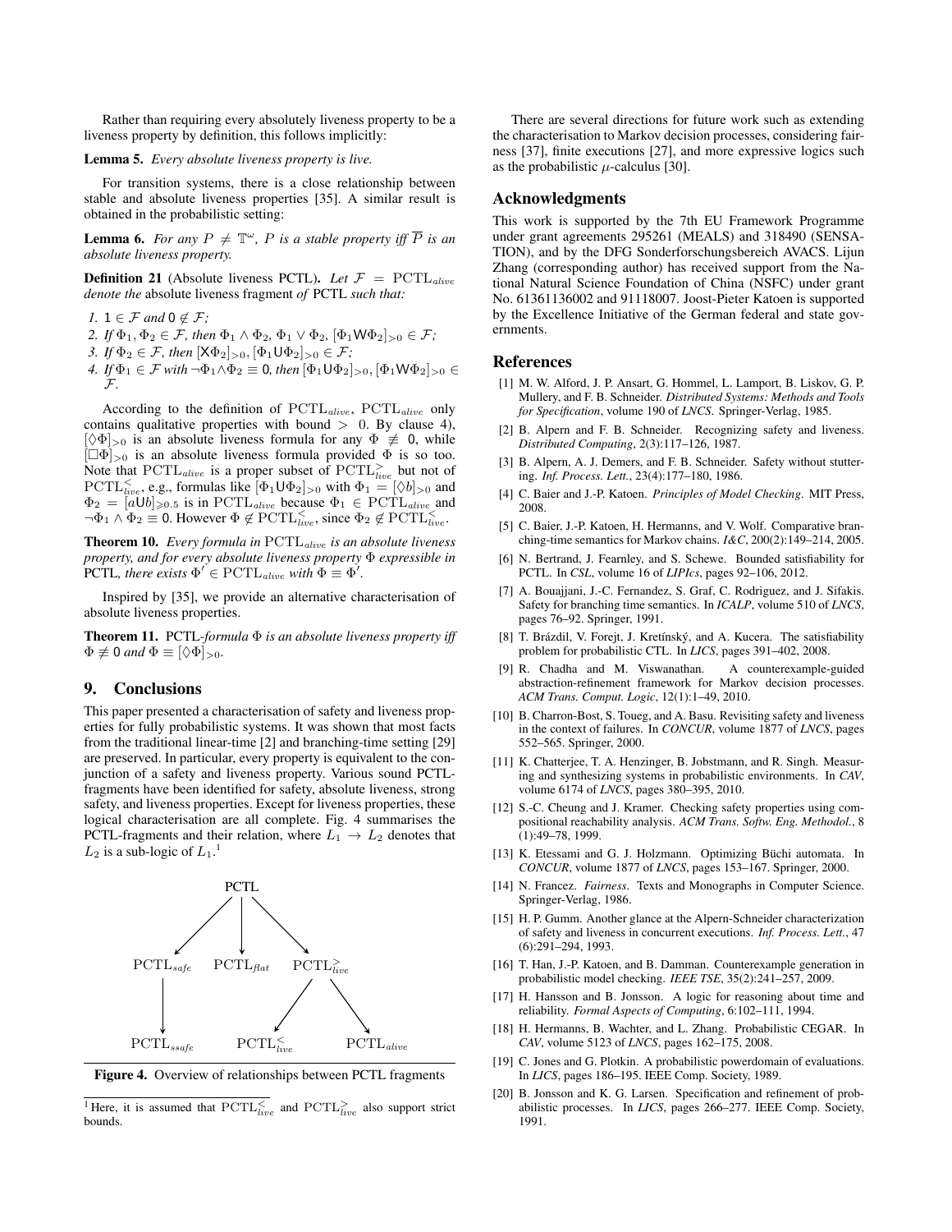Rather than requiring every absolutely liveness property to be a liveness property by definition, this follows implicitly:

**Lemma 5.** *Every absolute liveness property is live.*

For transition systems, there is a close relationship between stable and absolute liveness properties [35]. A similar result is obtained in the probabilistic setting:

**Lemma 6.** *For any $P \neq \mathbb{T}^\omega$, $P$ is a stable property iff $\overline{P}$ is an absolute liveness property.*

**Definition 21** (Absolute liveness PCTL)**.** *Let $\mathcal{F} = \mathrm{PCTL}_{alive}$ denote the* absolute liveness fragment *of* PCTL *such that:*

1. *$1 \in \mathcal{F}$ and $0 \notin \mathcal{F}$;*
2. *If $\Phi_1, \Phi_2 \in \mathcal{F}$, then $\Phi_1 \wedge \Phi_2$, $\Phi_1 \vee \Phi_2$, $[\Phi_1 \mathsf{W} \Phi_2]_{>0} \in \mathcal{F}$;*
3. *If $\Phi_2 \in \mathcal{F}$, then $[\mathsf{X}\Phi_2]_{>0}, [\Phi_1 \mathsf{U} \Phi_2]_{>0} \in \mathcal{F}$;*
4. *If $\Phi_1 \in \mathcal{F}$ with $\neg\Phi_1 \wedge \Phi_2 \equiv 0$, then $[\Phi_1 \mathsf{U} \Phi_2]_{>0}, [\Phi_1 \mathsf{W} \Phi_2]_{>0} \in \mathcal{F}$.*

According to the definition of $\mathrm{PCTL}_{alive}$, $\mathrm{PCTL}_{alive}$ only contains qualitative properties with bound $> 0$. By clause 4), $[\Diamond\Phi]_{>0}$ is an absolute liveness formula for any $\Phi \not\equiv 0$, while $[\Box\Phi]_{>0}$ is an absolute liveness formula provided $\Phi$ is so too. Note that $\mathrm{PCTL}_{alive}$ is a proper subset of $\mathrm{PCTL}^{>}_{live}$ but not of $\mathrm{PCTL}^{<}_{live}$, e.g., formulas like $[\Phi_1 \mathsf{U} \Phi_2]_{>0}$ with $\Phi_1 = [\Diamond b]_{>0}$ and $\Phi_2 = [a \mathsf{U} b]_{\geqslant 0.5}$ is in $\mathrm{PCTL}_{alive}$ because $\Phi_1 \in \mathrm{PCTL}_{alive}$ and $\neg\Phi_1 \wedge \Phi_2 \equiv 0$. However $\Phi \notin \mathrm{PCTL}^{<}_{live}$, since $\Phi_2 \notin \mathrm{PCTL}^{<}_{live}$.

**Theorem 10.** *Every formula in $\mathrm{PCTL}_{alive}$ is an absolute liveness property, and for every absolute liveness property $\Phi$ expressible in* PCTL*, there exists $\Phi' \in \mathrm{PCTL}_{alive}$ with $\Phi \equiv \Phi'$.*

Inspired by [35], we provide an alternative characterisation of absolute liveness properties.

**Theorem 11.** PCTL*-formula $\Phi$ is an absolute liveness property iff $\Phi \not\equiv 0$ and $\Phi \equiv [\Diamond\Phi]_{>0}$.*

## 9. Conclusions

This paper presented a characterisation of safety and liveness properties for fully probabilistic systems. It was shown that most facts from the traditional linear-time [2] and branching-time setting [29] are preserved. In particular, every property is equivalent to the conjunction of a safety and liveness property. Various sound PCTL-fragments have been identified for safety, absolute liveness, strong safety, and liveness properties. Except for liveness properties, these logical characterisation are all complete. Fig. 4 summarises the PCTL-fragments and their relation, where $L_1 \rightarrow L_2$ denotes that $L_2$ is a sub-logic of $L_1$.[1]

PCTL → $\mathrm{PCTL}_{safe}$, PCTL → $\mathrm{PCTL}_{flat}$, PCTL → $\mathrm{PCTL}^{>}_{live}$; $\mathrm{PCTL}_{safe}$ → $\mathrm{PCTL}_{ssafe}$; $\mathrm{PCTL}^{>}_{live}$ → $\mathrm{PCTL}^{<}_{live}$, $\mathrm{PCTL}^{>}_{live}$ → $\mathrm{PCTL}_{alive}$

**Figure 4.** Overview of relationships between PCTL fragments

[1] Here, it is assumed that $\mathrm{PCTL}^{<}_{live}$ and $\mathrm{PCTL}^{>}_{live}$ also support strict bounds.

There are several directions for future work such as extending the characterisation to Markov decision processes, considering fairness [37], finite executions [27], and more expressive logics such as the probabilistic $\mu$-calculus [30].

## Acknowledgments

This work is supported by the 7th EU Framework Programme under grant agreements 295261 (MEALS) and 318490 (SENSATION), and by the DFG Sonderforschungsbereich AVACS. Lijun Zhang (corresponding author) has received support from the National Natural Science Foundation of China (NSFC) under grant No. 61361136002 and 91118007. Joost-Pieter Katoen is supported by the Excellence Initiative of the German federal and state governments.

## References

[1] M. W. Alford, J. P. Ansart, G. Hommel, L. Lamport, B. Liskov, G. P. Mullery, and F. B. Schneider. *Distributed Systems: Methods and Tools for Specification*, volume 190 of *LNCS*. Springer-Verlag, 1985.

[2] B. Alpern and F. B. Schneider. Recognizing safety and liveness. *Distributed Computing*, 2(3):117–126, 1987.

[3] B. Alpern, A. J. Demers, and F. B. Schneider. Safety without stuttering. *Inf. Process. Lett.*, 23(4):177–180, 1986.

[4] C. Baier and J.-P. Katoen. *Principles of Model Checking*. MIT Press, 2008.

[5] C. Baier, J.-P. Katoen, H. Hermanns, and V. Wolf. Comparative branching-time semantics for Markov chains. *I&C*, 200(2):149–214, 2005.

[6] N. Bertrand, J. Fearnley, and S. Schewe. Bounded satisfiability for PCTL. In *CSL*, volume 16 of *LIPIcs*, pages 92–106, 2012.

[7] A. Bouajjani, J.-C. Fernandez, S. Graf, C. Rodriguez, and J. Sifakis. Safety for branching time semantics. In *ICALP*, volume 510 of *LNCS*, pages 76–92. Springer, 1991.

[8] T. Brázdil, V. Forejt, J. Kretínský, and A. Kucera. The satisfiability problem for probabilistic CTL. In *LICS*, pages 391–402, 2008.

[9] R. Chadha and M. Viswanathan. A counterexample-guided abstraction-refinement framework for Markov decision processes. *ACM Trans. Comput. Logic*, 12(1):1–49, 2010.

[10] B. Charron-Bost, S. Toueg, and A. Basu. Revisiting safety and liveness in the context of failures. In *CONCUR*, volume 1877 of *LNCS*, pages 552–565. Springer, 2000.

[11] K. Chatterjee, T. A. Henzinger, B. Jobstmann, and R. Singh. Measuring and synthesizing systems in probabilistic environments. In *CAV*, volume 6174 of *LNCS*, pages 380–395, 2010.

[12] S.-C. Cheung and J. Kramer. Checking safety properties using compositional reachability analysis. *ACM Trans. Softw. Eng. Methodol.*, 8 (1):49–78, 1999.

[13] K. Etessami and G. J. Holzmann. Optimizing Büchi automata. In *CONCUR*, volume 1877 of *LNCS*, pages 153–167. Springer, 2000.

[14] N. Francez. *Fairness*. Texts and Monographs in Computer Science. Springer-Verlag, 1986.

[15] H. P. Gumm. Another glance at the Alpern-Schneider characterization of safety and liveness in concurrent executions. *Inf. Process. Lett.*, 47 (6):291–294, 1993.

[16] T. Han, J.-P. Katoen, and B. Damman. Counterexample generation in probabilistic model checking. *IEEE TSE*, 35(2):241–257, 2009.

[17] H. Hansson and B. Jonsson. A logic for reasoning about time and reliability. *Formal Aspects of Computing*, 6:102–111, 1994.

[18] H. Hermanns, B. Wachter, and L. Zhang. Probabilistic CEGAR. In *CAV*, volume 5123 of *LNCS*, pages 162–175, 2008.

[19] C. Jones and G. Plotkin. A probabilistic powerdomain of evaluations. In *LICS*, pages 186–195. IEEE Comp. Society, 1989.

[20] B. Jonsson and K. G. Larsen. Specification and refinement of probabilistic processes. In *LICS*, pages 266–277. IEEE Comp. Society, 1991.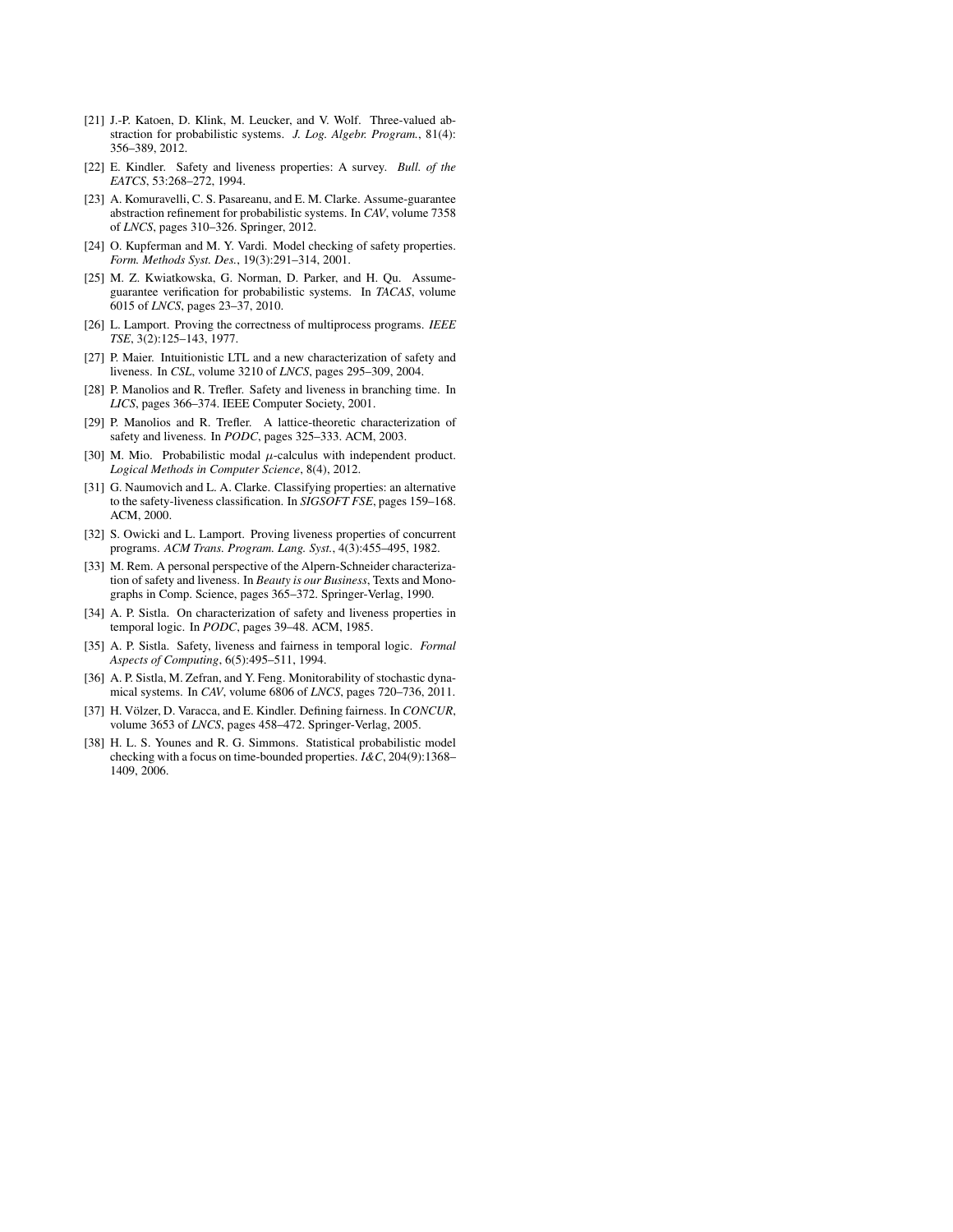[21] J.-P. Katoen, D. Klink, M. Leucker, and V. Wolf. Three-valued abstraction for probabilistic systems. *J. Log. Algebr. Program.*, 81(4): 356–389, 2012.

[22] E. Kindler. Safety and liveness properties: A survey. *Bull. of the EATCS*, 53:268–272, 1994.

[23] A. Komuravelli, C. S. Pasareanu, and E. M. Clarke. Assume-guarantee abstraction refinement for probabilistic systems. In *CAV*, volume 7358 of *LNCS*, pages 310–326. Springer, 2012.

[24] O. Kupferman and M. Y. Vardi. Model checking of safety properties. *Form. Methods Syst. Des.*, 19(3):291–314, 2001.

[25] M. Z. Kwiatkowska, G. Norman, D. Parker, and H. Qu. Assume-guarantee verification for probabilistic systems. In *TACAS*, volume 6015 of *LNCS*, pages 23–37, 2010.

[26] L. Lamport. Proving the correctness of multiprocess programs. *IEEE TSE*, 3(2):125–143, 1977.

[27] P. Maier. Intuitionistic LTL and a new characterization of safety and liveness. In *CSL*, volume 3210 of *LNCS*, pages 295–309, 2004.

[28] P. Manolios and R. Trefler. Safety and liveness in branching time. In *LICS*, pages 366–374. IEEE Computer Society, 2001.

[29] P. Manolios and R. Trefler. A lattice-theoretic characterization of safety and liveness. In *PODC*, pages 325–333. ACM, 2003.

[30] M. Mio. Probabilistic modal $\mu$-calculus with independent product. *Logical Methods in Computer Science*, 8(4), 2012.

[31] G. Naumovich and L. A. Clarke. Classifying properties: an alternative to the safety-liveness classification. In *SIGSOFT FSE*, pages 159–168. ACM, 2000.

[32] S. Owicki and L. Lamport. Proving liveness properties of concurrent programs. *ACM Trans. Program. Lang. Syst.*, 4(3):455–495, 1982.

[33] M. Rem. A personal perspective of the Alpern-Schneider characterization of safety and liveness. In *Beauty is our Business*, Texts and Monographs in Comp. Science, pages 365–372. Springer-Verlag, 1990.

[34] A. P. Sistla. On characterization of safety and liveness properties in temporal logic. In *PODC*, pages 39–48. ACM, 1985.

[35] A. P. Sistla. Safety, liveness and fairness in temporal logic. *Formal Aspects of Computing*, 6(5):495–511, 1994.

[36] A. P. Sistla, M. Zefran, and Y. Feng. Monitorability of stochastic dynamical systems. In *CAV*, volume 6806 of *LNCS*, pages 720–736, 2011.

[37] H. Völzer, D. Varacca, and E. Kindler. Defining fairness. In *CONCUR*, volume 3653 of *LNCS*, pages 458–472. Springer-Verlag, 2005.

[38] H. L. S. Younes and R. G. Simmons. Statistical probabilistic model checking with a focus on time-bounded properties. *I&C*, 204(9):1368–1409, 2006.